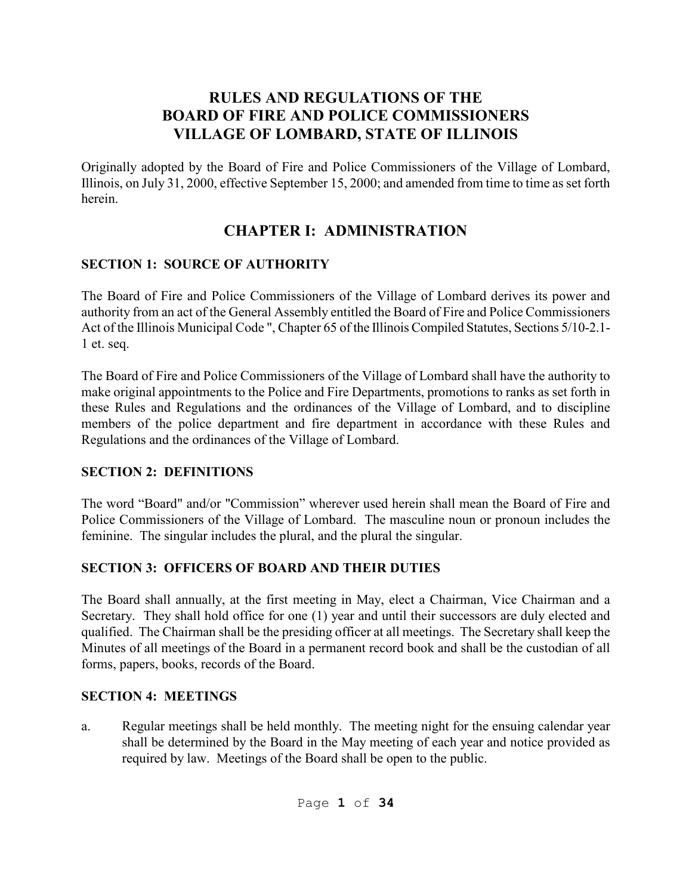# RULES AND REGULATIONS OF THE BOARD OF FIRE AND POLICE COMMISSIONERS VILLAGE OF LOMBARD, STATE OF ILLINOIS

Originally adopted by the Board of Fire and Police Commissioners of the Village of Lombard, Illinois, on July 31, 2000, effective September 15, 2000; and amended from time to time as set forth herein.

## CHAPTER I: ADMINISTRATION

### SECTION 1: SOURCE OF AUTHORITY

The Board of Fire and Police Commissioners of the Village of Lombard derives its power and authority from an act of the General Assembly entitled the Board of Fire and Police Commissioners Act of the Illinois Municipal Code ", Chapter 65 of the Illinois Compiled Statutes, Sections 5/10-2.1-1 et. seq.

The Board of Fire and Police Commissioners of the Village of Lombard shall have the authority to make original appointments to the Police and Fire Departments, promotions to ranks as set forth in these Rules and Regulations and the ordinances of the Village of Lombard, and to discipline members of the police department and fire department in accordance with these Rules and Regulations and the ordinances of the Village of Lombard.

### SECTION 2: DEFINITIONS

The word "Board" and/or "Commission" wherever used herein shall mean the Board of Fire and Police Commissioners of the Village of Lombard. The masculine noun or pronoun includes the feminine. The singular includes the plural, and the plural the singular.

### SECTION 3: OFFICERS OF BOARD AND THEIR DUTIES

The Board shall annually, at the first meeting in May, elect a Chairman, Vice Chairman and a Secretary. They shall hold office for one (1) year and until their successors are duly elected and qualified. The Chairman shall be the presiding officer at all meetings. The Secretary shall keep the Minutes of all meetings of the Board in a permanent record book and shall be the custodian of all forms, papers, books, records of the Board.

### SECTION 4: MEETINGS

a. Regular meetings shall be held monthly. The meeting night for the ensuing calendar year shall be determined by the Board in the May meeting of each year and notice provided as required by law. Meetings of the Board shall be open to the public.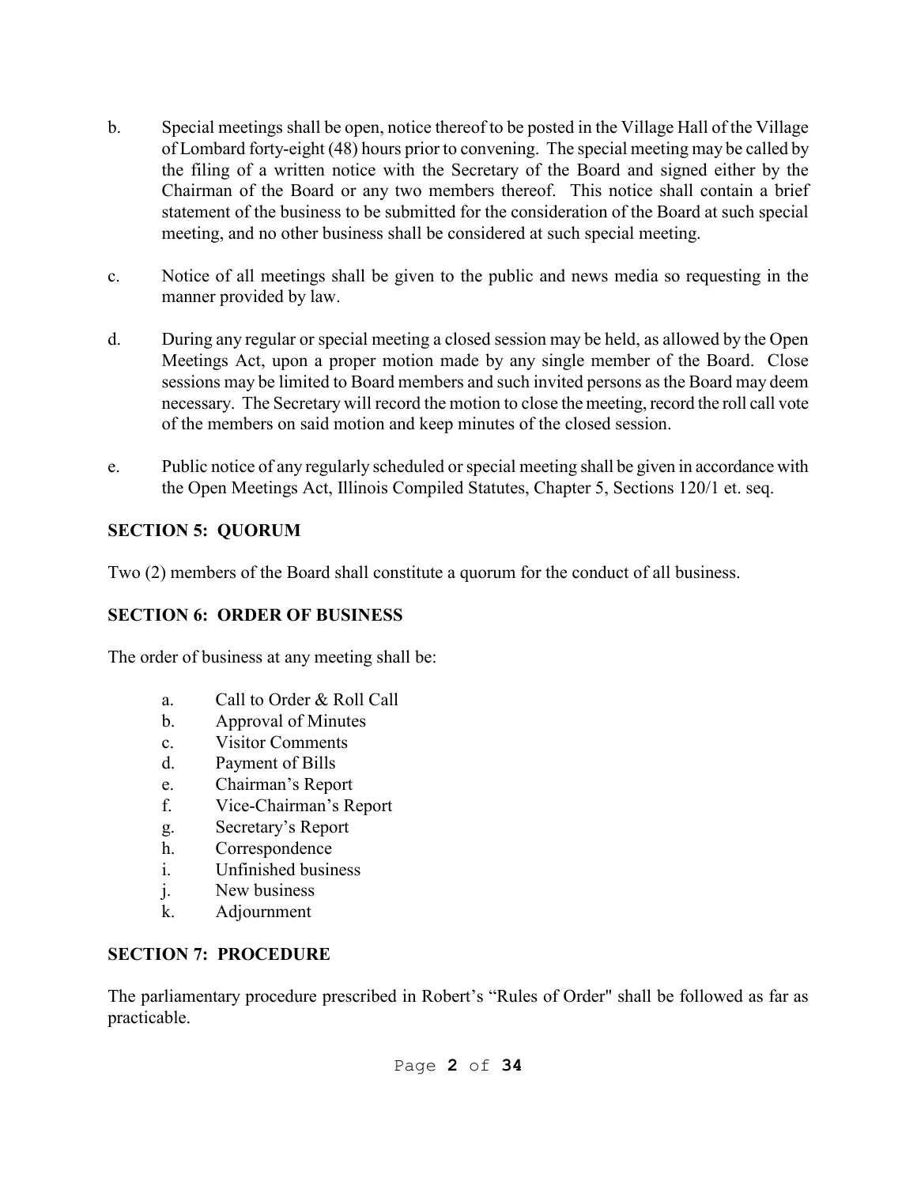b. Special meetings shall be open, notice thereof to be posted in the Village Hall of the Village of Lombard forty-eight (48) hours prior to convening. The special meeting may be called by the filing of a written notice with the Secretary of the Board and signed either by the Chairman of the Board or any two members thereof. This notice shall contain a brief statement of the business to be submitted for the consideration of the Board at such special meeting, and no other business shall be considered at such special meeting.

c. Notice of all meetings shall be given to the public and news media so requesting in the manner provided by law.

d. During any regular or special meeting a closed session may be held, as allowed by the Open Meetings Act, upon a proper motion made by any single member of the Board. Close sessions may be limited to Board members and such invited persons as the Board may deem necessary. The Secretary will record the motion to close the meeting, record the roll call vote of the members on said motion and keep minutes of the closed session.

e. Public notice of any regularly scheduled or special meeting shall be given in accordance with the Open Meetings Act, Illinois Compiled Statutes, Chapter 5, Sections 120/1 et. seq.

**SECTION 5: QUORUM**

Two (2) members of the Board shall constitute a quorum for the conduct of all business.

**SECTION 6: ORDER OF BUSINESS**

The order of business at any meeting shall be:

a. Call to Order & Roll Call
b. Approval of Minutes
c. Visitor Comments
d. Payment of Bills
e. Chairman's Report
f. Vice-Chairman's Report
g. Secretary's Report
h. Correspondence
i. Unfinished business
j. New business
k. Adjournment

**SECTION 7: PROCEDURE**

The parliamentary procedure prescribed in Robert's "Rules of Order" shall be followed as far as practicable.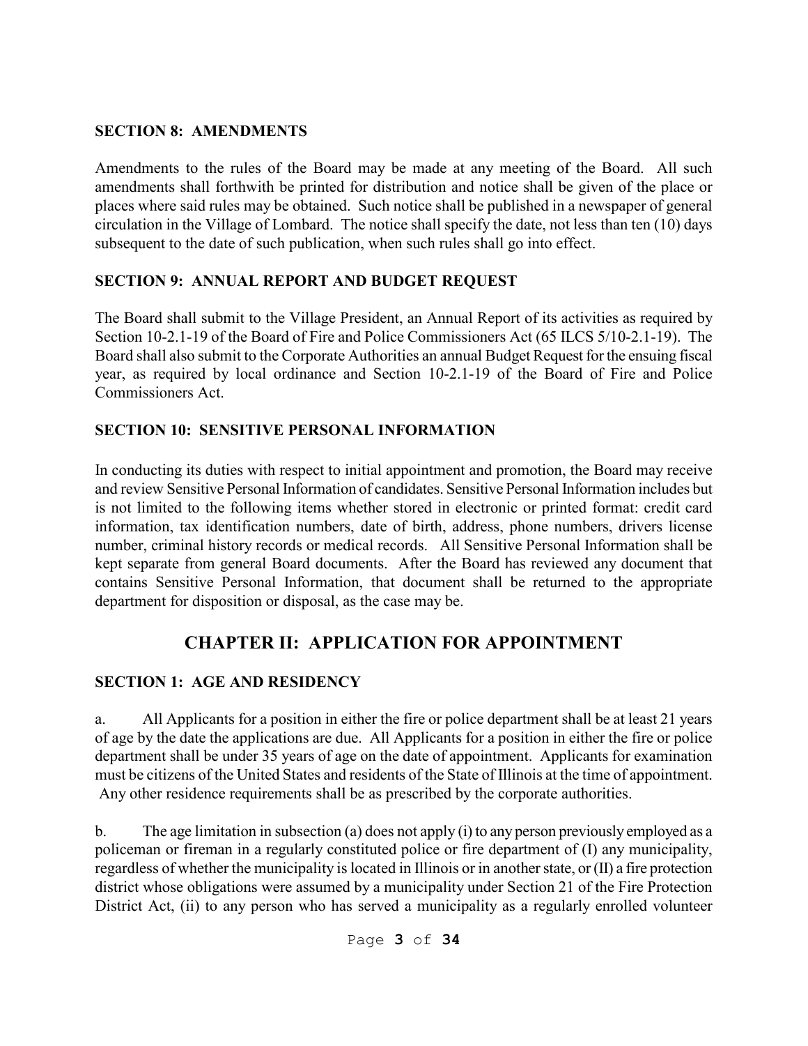### SECTION 8: AMENDMENTS

Amendments to the rules of the Board may be made at any meeting of the Board. All such amendments shall forthwith be printed for distribution and notice shall be given of the place or places where said rules may be obtained. Such notice shall be published in a newspaper of general circulation in the Village of Lombard. The notice shall specify the date, not less than ten (10) days subsequent to the date of such publication, when such rules shall go into effect.

### SECTION 9: ANNUAL REPORT AND BUDGET REQUEST

The Board shall submit to the Village President, an Annual Report of its activities as required by Section 10-2.1-19 of the Board of Fire and Police Commissioners Act (65 ILCS 5/10-2.1-19). The Board shall also submit to the Corporate Authorities an annual Budget Request for the ensuing fiscal year, as required by local ordinance and Section 10-2.1-19 of the Board of Fire and Police Commissioners Act.

### SECTION 10: SENSITIVE PERSONAL INFORMATION

In conducting its duties with respect to initial appointment and promotion, the Board may receive and review Sensitive Personal Information of candidates. Sensitive Personal Information includes but is not limited to the following items whether stored in electronic or printed format: credit card information, tax identification numbers, date of birth, address, phone numbers, drivers license number, criminal history records or medical records. All Sensitive Personal Information shall be kept separate from general Board documents. After the Board has reviewed any document that contains Sensitive Personal Information, that document shall be returned to the appropriate department for disposition or disposal, as the case may be.

## CHAPTER II: APPLICATION FOR APPOINTMENT

### SECTION 1: AGE AND RESIDENCY

a. All Applicants for a position in either the fire or police department shall be at least 21 years of age by the date the applications are due. All Applicants for a position in either the fire or police department shall be under 35 years of age on the date of appointment. Applicants for examination must be citizens of the United States and residents of the State of Illinois at the time of appointment. Any other residence requirements shall be as prescribed by the corporate authorities.

b. The age limitation in subsection (a) does not apply (i) to any person previously employed as a policeman or fireman in a regularly constituted police or fire department of (I) any municipality, regardless of whether the municipality is located in Illinois or in another state, or (II) a fire protection district whose obligations were assumed by a municipality under Section 21 of the Fire Protection District Act, (ii) to any person who has served a municipality as a regularly enrolled volunteer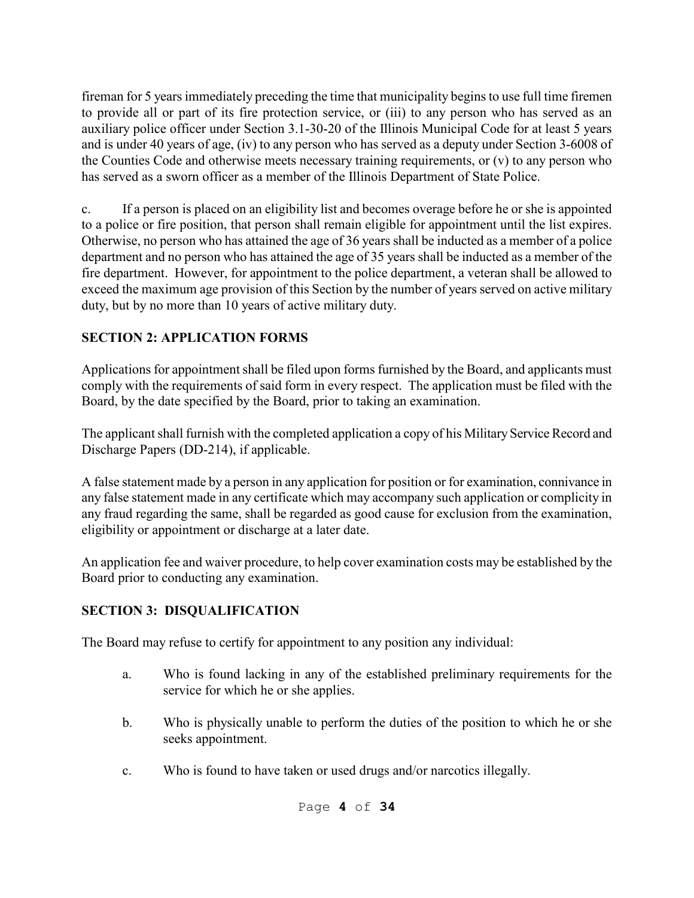fireman for 5 years immediately preceding the time that municipality begins to use full time firemen to provide all or part of its fire protection service, or (iii) to any person who has served as an auxiliary police officer under Section 3.1-30-20 of the Illinois Municipal Code for at least 5 years and is under 40 years of age, (iv) to any person who has served as a deputy under Section 3-6008 of the Counties Code and otherwise meets necessary training requirements, or (v) to any person who has served as a sworn officer as a member of the Illinois Department of State Police.

c. If a person is placed on an eligibility list and becomes overage before he or she is appointed to a police or fire position, that person shall remain eligible for appointment until the list expires. Otherwise, no person who has attained the age of 36 years shall be inducted as a member of a police department and no person who has attained the age of 35 years shall be inducted as a member of the fire department. However, for appointment to the police department, a veteran shall be allowed to exceed the maximum age provision of this Section by the number of years served on active military duty, but by no more than 10 years of active military duty.

## SECTION 2: APPLICATION FORMS

Applications for appointment shall be filed upon forms furnished by the Board, and applicants must comply with the requirements of said form in every respect. The application must be filed with the Board, by the date specified by the Board, prior to taking an examination.

The applicant shall furnish with the completed application a copy of his Military Service Record and Discharge Papers (DD-214), if applicable.

A false statement made by a person in any application for position or for examination, connivance in any false statement made in any certificate which may accompany such application or complicity in any fraud regarding the same, shall be regarded as good cause for exclusion from the examination, eligibility or appointment or discharge at a later date.

An application fee and waiver procedure, to help cover examination costs may be established by the Board prior to conducting any examination.

## SECTION 3: DISQUALIFICATION

The Board may refuse to certify for appointment to any position any individual:

a. Who is found lacking in any of the established preliminary requirements for the service for which he or she applies.

b. Who is physically unable to perform the duties of the position to which he or she seeks appointment.

c. Who is found to have taken or used drugs and/or narcotics illegally.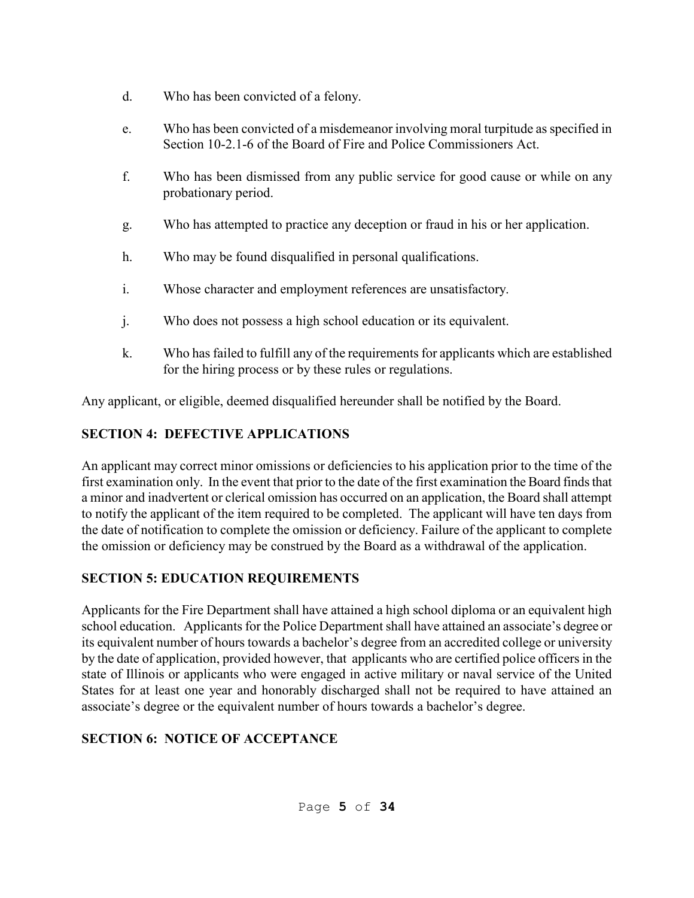d. Who has been convicted of a felony.

e. Who has been convicted of a misdemeanor involving moral turpitude as specified in Section 10-2.1-6 of the Board of Fire and Police Commissioners Act.

f. Who has been dismissed from any public service for good cause or while on any probationary period.

g. Who has attempted to practice any deception or fraud in his or her application.

h. Who may be found disqualified in personal qualifications.

i. Whose character and employment references are unsatisfactory.

j. Who does not possess a high school education or its equivalent.

k. Who has failed to fulfill any of the requirements for applicants which are established for the hiring process or by these rules or regulations.

Any applicant, or eligible, deemed disqualified hereunder shall be notified by the Board.

## SECTION 4: DEFECTIVE APPLICATIONS

An applicant may correct minor omissions or deficiencies to his application prior to the time of the first examination only. In the event that prior to the date of the first examination the Board finds that a minor and inadvertent or clerical omission has occurred on an application, the Board shall attempt to notify the applicant of the item required to be completed. The applicant will have ten days from the date of notification to complete the omission or deficiency. Failure of the applicant to complete the omission or deficiency may be construed by the Board as a withdrawal of the application.

## SECTION 5: EDUCATION REQUIREMENTS

Applicants for the Fire Department shall have attained a high school diploma or an equivalent high school education. Applicants for the Police Department shall have attained an associate's degree or its equivalent number of hours towards a bachelor's degree from an accredited college or university by the date of application, provided however, that applicants who are certified police officers in the state of Illinois or applicants who were engaged in active military or naval service of the United States for at least one year and honorably discharged shall not be required to have attained an associate's degree or the equivalent number of hours towards a bachelor's degree.

## SECTION 6: NOTICE OF ACCEPTANCE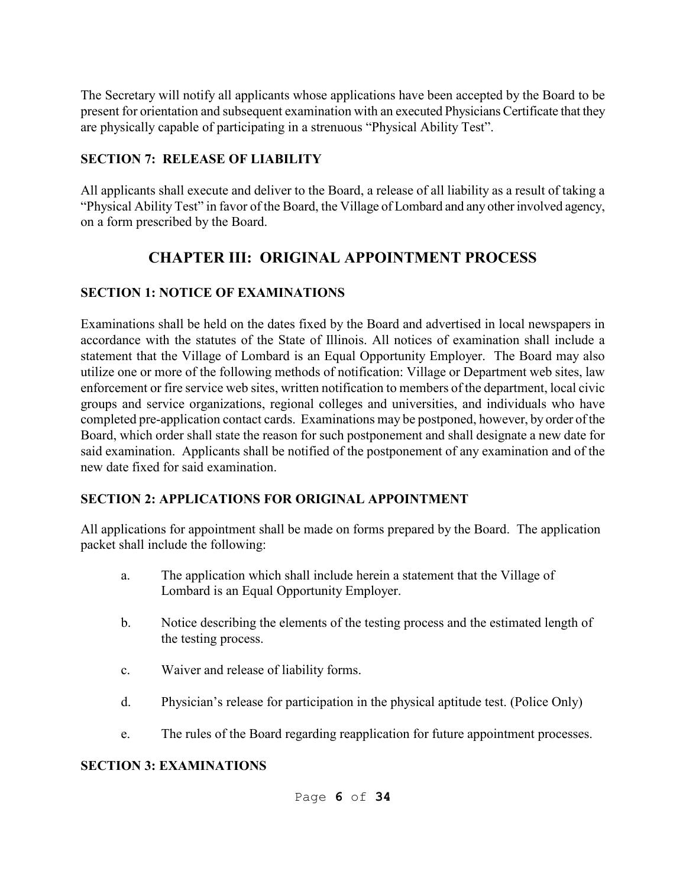The Secretary will notify all applicants whose applications have been accepted by the Board to be present for orientation and subsequent examination with an executed Physicians Certificate that they are physically capable of participating in a strenuous "Physical Ability Test".

### SECTION 7: RELEASE OF LIABILITY

All applicants shall execute and deliver to the Board, a release of all liability as a result of taking a "Physical Ability Test" in favor of the Board, the Village of Lombard and any other involved agency, on a form prescribed by the Board.

## CHAPTER III: ORIGINAL APPOINTMENT PROCESS

### SECTION 1: NOTICE OF EXAMINATIONS

Examinations shall be held on the dates fixed by the Board and advertised in local newspapers in accordance with the statutes of the State of Illinois. All notices of examination shall include a statement that the Village of Lombard is an Equal Opportunity Employer. The Board may also utilize one or more of the following methods of notification: Village or Department web sites, law enforcement or fire service web sites, written notification to members of the department, local civic groups and service organizations, regional colleges and universities, and individuals who have completed pre-application contact cards. Examinations may be postponed, however, by order of the Board, which order shall state the reason for such postponement and shall designate a new date for said examination. Applicants shall be notified of the postponement of any examination and of the new date fixed for said examination.

### SECTION 2: APPLICATIONS FOR ORIGINAL APPOINTMENT

All applications for appointment shall be made on forms prepared by the Board. The application packet shall include the following:

a. The application which shall include herein a statement that the Village of Lombard is an Equal Opportunity Employer.

b. Notice describing the elements of the testing process and the estimated length of the testing process.

c. Waiver and release of liability forms.

d. Physician's release for participation in the physical aptitude test. (Police Only)

e. The rules of the Board regarding reapplication for future appointment processes.

### SECTION 3: EXAMINATIONS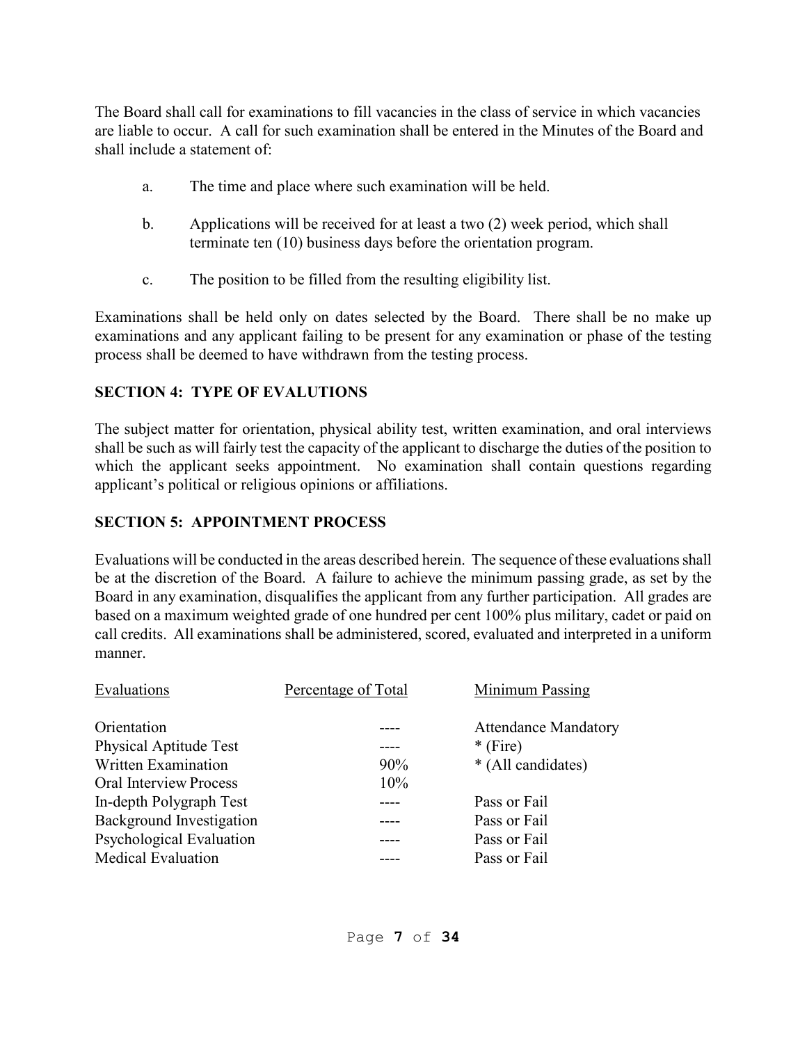The Board shall call for examinations to fill vacancies in the class of service in which vacancies are liable to occur. A call for such examination shall be entered in the Minutes of the Board and shall include a statement of:

a. The time and place where such examination will be held.

b. Applications will be received for at least a two (2) week period, which shall terminate ten (10) business days before the orientation program.

c. The position to be filled from the resulting eligibility list.

Examinations shall be held only on dates selected by the Board. There shall be no make up examinations and any applicant failing to be present for any examination or phase of the testing process shall be deemed to have withdrawn from the testing process.

## SECTION 4: TYPE OF EVALUTIONS

The subject matter for orientation, physical ability test, written examination, and oral interviews shall be such as will fairly test the capacity of the applicant to discharge the duties of the position to which the applicant seeks appointment. No examination shall contain questions regarding applicant's political or religious opinions or affiliations.

## SECTION 5: APPOINTMENT PROCESS

Evaluations will be conducted in the areas described herein. The sequence of these evaluations shall be at the discretion of the Board. A failure to achieve the minimum passing grade, as set by the Board in any examination, disqualifies the applicant from any further participation. All grades are based on a maximum weighted grade of one hundred per cent 100% plus military, cadet or paid on call credits. All examinations shall be administered, scored, evaluated and interpreted in a uniform manner.

| Evaluations | Percentage of Total | Minimum Passing |
|---|---|---|
| Orientation | ---- | Attendance Mandatory |
| Physical Aptitude Test | ---- | * (Fire) |
| Written Examination | 90% | * (All candidates) |
| Oral Interview Process | 10% | |
| In-depth Polygraph Test | ---- | Pass or Fail |
| Background Investigation | ---- | Pass or Fail |
| Psychological Evaluation | ---- | Pass or Fail |
| Medical Evaluation | ---- | Pass or Fail |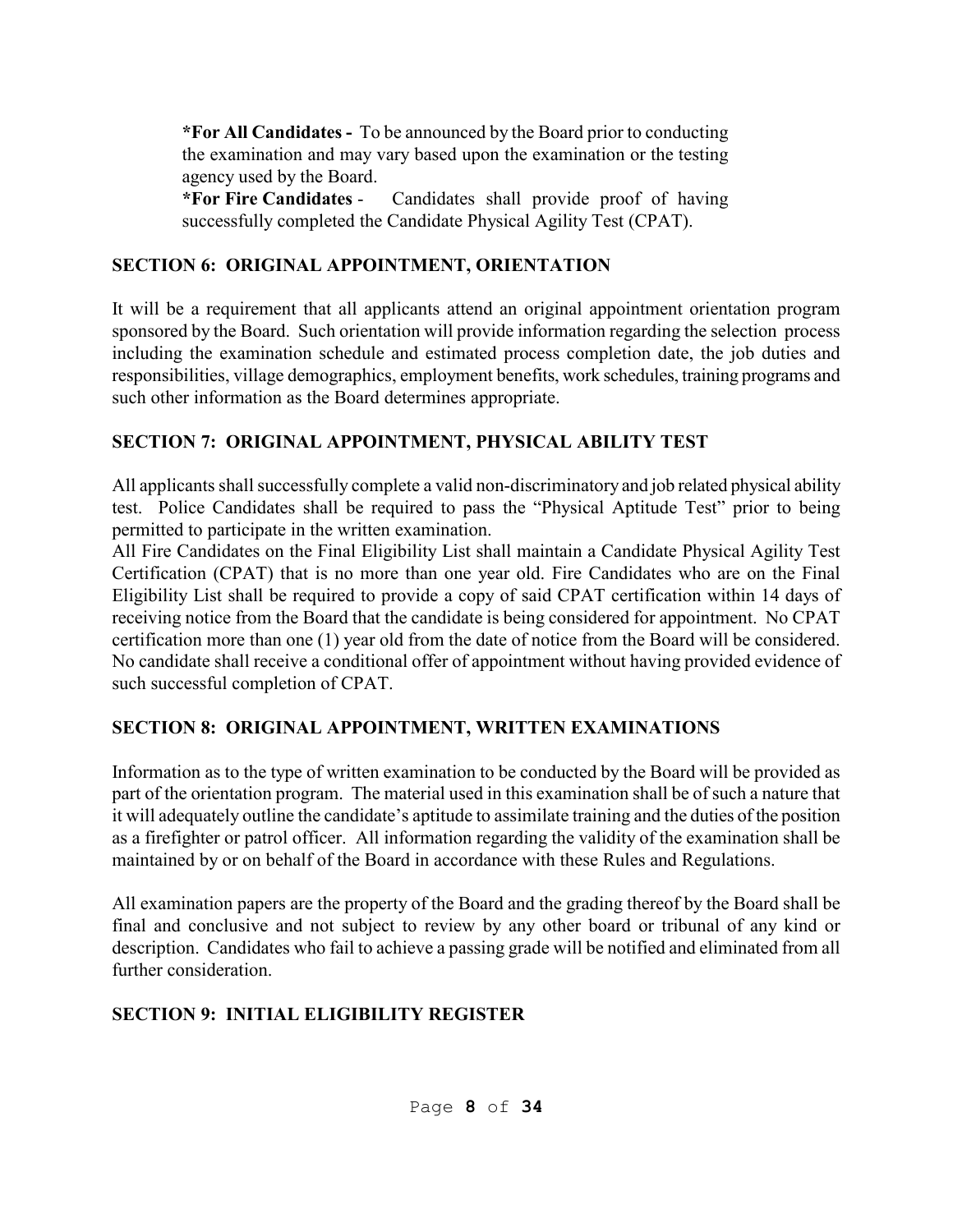**\*For All Candidates -** To be announced by the Board prior to conducting the examination and may vary based upon the examination or the testing agency used by the Board.
**\*For Fire Candidates** - Candidates shall provide proof of having successfully completed the Candidate Physical Agility Test (CPAT).

## SECTION 6: ORIGINAL APPOINTMENT, ORIENTATION

It will be a requirement that all applicants attend an original appointment orientation program sponsored by the Board. Such orientation will provide information regarding the selection process including the examination schedule and estimated process completion date, the job duties and responsibilities, village demographics, employment benefits, work schedules, training programs and such other information as the Board determines appropriate.

## SECTION 7: ORIGINAL APPOINTMENT, PHYSICAL ABILITY TEST

All applicants shall successfully complete a valid non-discriminatory and job related physical ability test. Police Candidates shall be required to pass the "Physical Aptitude Test" prior to being permitted to participate in the written examination.
All Fire Candidates on the Final Eligibility List shall maintain a Candidate Physical Agility Test Certification (CPAT) that is no more than one year old. Fire Candidates who are on the Final Eligibility List shall be required to provide a copy of said CPAT certification within 14 days of receiving notice from the Board that the candidate is being considered for appointment. No CPAT certification more than one (1) year old from the date of notice from the Board will be considered. No candidate shall receive a conditional offer of appointment without having provided evidence of such successful completion of CPAT.

## SECTION 8: ORIGINAL APPOINTMENT, WRITTEN EXAMINATIONS

Information as to the type of written examination to be conducted by the Board will be provided as part of the orientation program. The material used in this examination shall be of such a nature that it will adequately outline the candidate's aptitude to assimilate training and the duties of the position as a firefighter or patrol officer. All information regarding the validity of the examination shall be maintained by or on behalf of the Board in accordance with these Rules and Regulations.

All examination papers are the property of the Board and the grading thereof by the Board shall be final and conclusive and not subject to review by any other board or tribunal of any kind or description. Candidates who fail to achieve a passing grade will be notified and eliminated from all further consideration.

## SECTION 9: INITIAL ELIGIBILITY REGISTER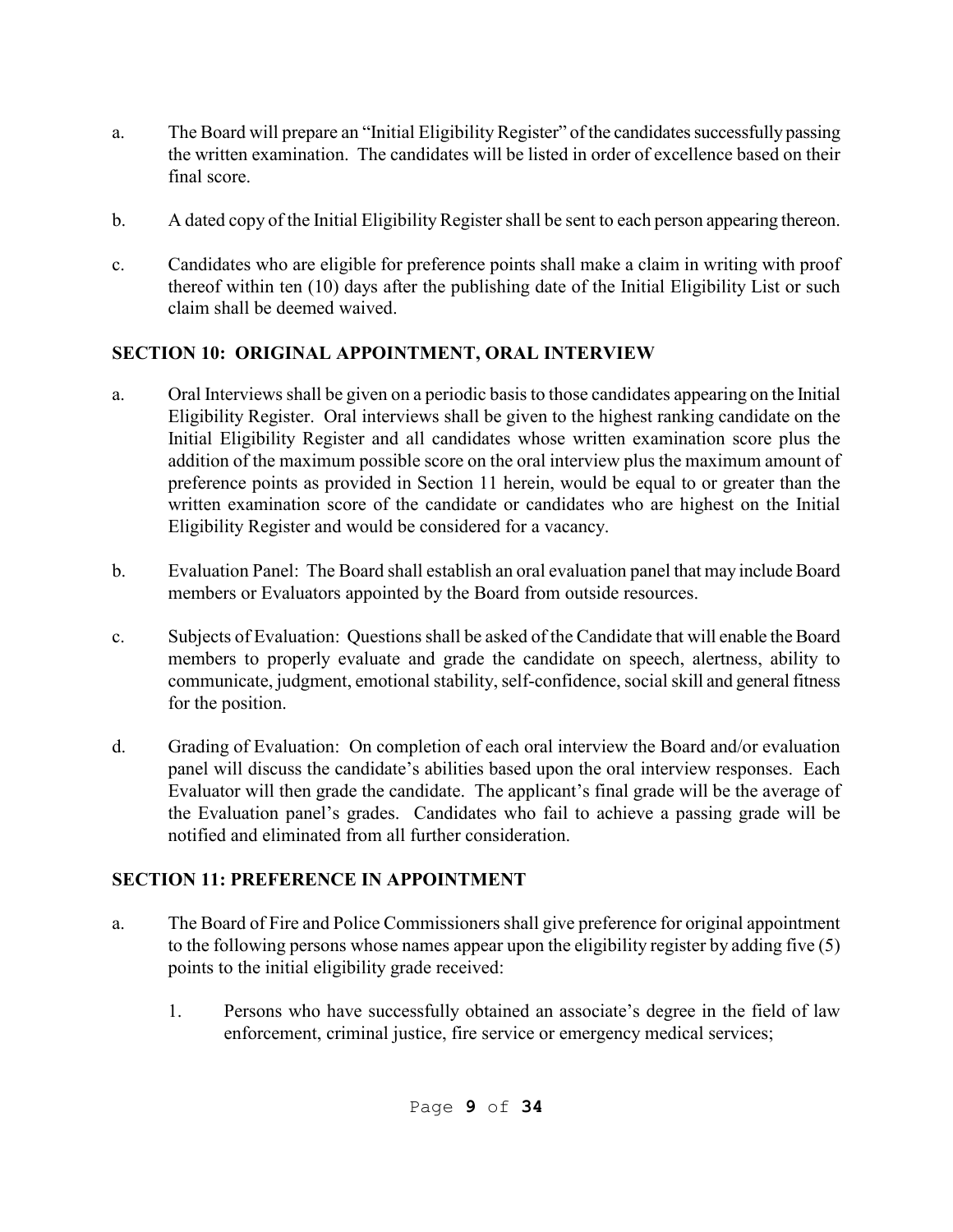a. The Board will prepare an "Initial Eligibility Register" of the candidates successfully passing the written examination. The candidates will be listed in order of excellence based on their final score.

b. A dated copy of the Initial Eligibility Register shall be sent to each person appearing thereon.

c. Candidates who are eligible for preference points shall make a claim in writing with proof thereof within ten (10) days after the publishing date of the Initial Eligibility List or such claim shall be deemed waived.

## SECTION 10: ORIGINAL APPOINTMENT, ORAL INTERVIEW

a. Oral Interviews shall be given on a periodic basis to those candidates appearing on the Initial Eligibility Register. Oral interviews shall be given to the highest ranking candidate on the Initial Eligibility Register and all candidates whose written examination score plus the addition of the maximum possible score on the oral interview plus the maximum amount of preference points as provided in Section 11 herein, would be equal to or greater than the written examination score of the candidate or candidates who are highest on the Initial Eligibility Register and would be considered for a vacancy.

b. Evaluation Panel: The Board shall establish an oral evaluation panel that may include Board members or Evaluators appointed by the Board from outside resources.

c. Subjects of Evaluation: Questions shall be asked of the Candidate that will enable the Board members to properly evaluate and grade the candidate on speech, alertness, ability to communicate, judgment, emotional stability, self-confidence, social skill and general fitness for the position.

d. Grading of Evaluation: On completion of each oral interview the Board and/or evaluation panel will discuss the candidate's abilities based upon the oral interview responses. Each Evaluator will then grade the candidate. The applicant's final grade will be the average of the Evaluation panel's grades. Candidates who fail to achieve a passing grade will be notified and eliminated from all further consideration.

## SECTION 11: PREFERENCE IN APPOINTMENT

a. The Board of Fire and Police Commissioners shall give preference for original appointment to the following persons whose names appear upon the eligibility register by adding five (5) points to the initial eligibility grade received:

   1. Persons who have successfully obtained an associate's degree in the field of law enforcement, criminal justice, fire service or emergency medical services;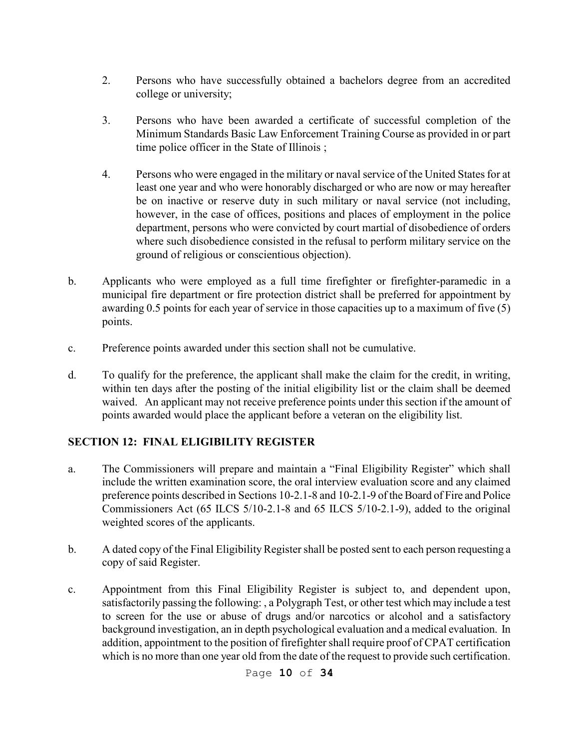2. Persons who have successfully obtained a bachelors degree from an accredited college or university;

3. Persons who have been awarded a certificate of successful completion of the Minimum Standards Basic Law Enforcement Training Course as provided in or part time police officer in the State of Illinois ;

4. Persons who were engaged in the military or naval service of the United States for at least one year and who were honorably discharged or who are now or may hereafter be on inactive or reserve duty in such military or naval service (not including, however, in the case of offices, positions and places of employment in the police department, persons who were convicted by court martial of disobedience of orders where such disobedience consisted in the refusal to perform military service on the ground of religious or conscientious objection).

b. Applicants who were employed as a full time firefighter or firefighter-paramedic in a municipal fire department or fire protection district shall be preferred for appointment by awarding 0.5 points for each year of service in those capacities up to a maximum of five (5) points.

c. Preference points awarded under this section shall not be cumulative.

d. To qualify for the preference, the applicant shall make the claim for the credit, in writing, within ten days after the posting of the initial eligibility list or the claim shall be deemed waived. An applicant may not receive preference points under this section if the amount of points awarded would place the applicant before a veteran on the eligibility list.

## SECTION 12: FINAL ELIGIBILITY REGISTER

a. The Commissioners will prepare and maintain a "Final Eligibility Register" which shall include the written examination score, the oral interview evaluation score and any claimed preference points described in Sections 10-2.1-8 and 10-2.1-9 of the Board of Fire and Police Commissioners Act (65 ILCS 5/10-2.1-8 and 65 ILCS 5/10-2.1-9), added to the original weighted scores of the applicants.

b. A dated copy of the Final Eligibility Register shall be posted sent to each person requesting a copy of said Register.

c. Appointment from this Final Eligibility Register is subject to, and dependent upon, satisfactorily passing the following: , a Polygraph Test, or other test which may include a test to screen for the use or abuse of drugs and/or narcotics or alcohol and a satisfactory background investigation, an in depth psychological evaluation and a medical evaluation. In addition, appointment to the position of firefighter shall require proof of CPAT certification which is no more than one year old from the date of the request to provide such certification.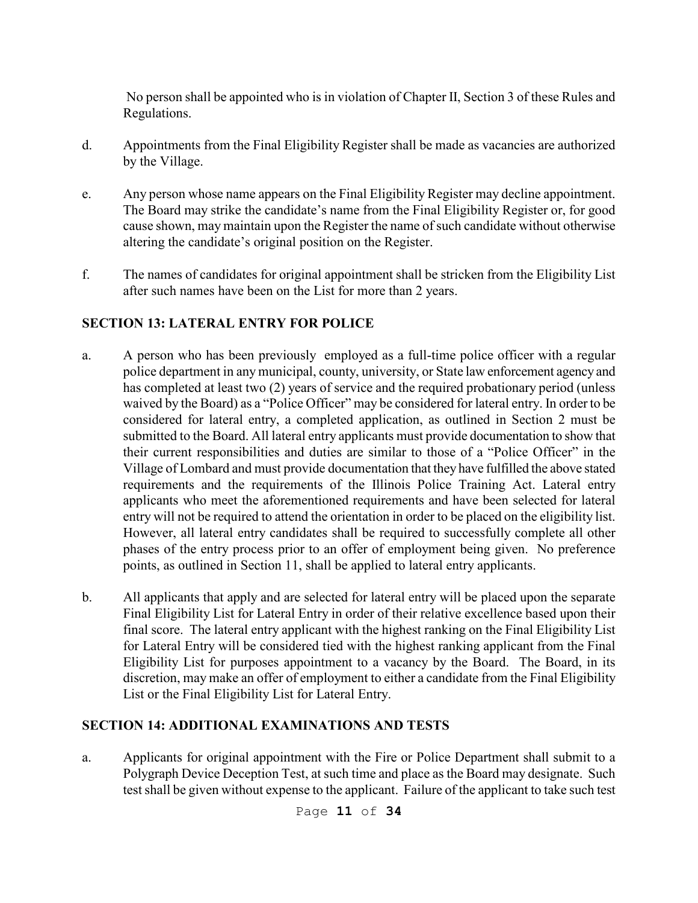No person shall be appointed who is in violation of Chapter II, Section 3 of these Rules and Regulations.

d. Appointments from the Final Eligibility Register shall be made as vacancies are authorized by the Village.

e. Any person whose name appears on the Final Eligibility Register may decline appointment. The Board may strike the candidate's name from the Final Eligibility Register or, for good cause shown, may maintain upon the Register the name of such candidate without otherwise altering the candidate's original position on the Register.

f. The names of candidates for original appointment shall be stricken from the Eligibility List after such names have been on the List for more than 2 years.

## SECTION 13: LATERAL ENTRY FOR POLICE

a. A person who has been previously employed as a full-time police officer with a regular police department in any municipal, county, university, or State law enforcement agency and has completed at least two (2) years of service and the required probationary period (unless waived by the Board) as a "Police Officer" may be considered for lateral entry. In order to be considered for lateral entry, a completed application, as outlined in Section 2 must be submitted to the Board. All lateral entry applicants must provide documentation to show that their current responsibilities and duties are similar to those of a "Police Officer" in the Village of Lombard and must provide documentation that they have fulfilled the above stated requirements and the requirements of the Illinois Police Training Act. Lateral entry applicants who meet the aforementioned requirements and have been selected for lateral entry will not be required to attend the orientation in order to be placed on the eligibility list. However, all lateral entry candidates shall be required to successfully complete all other phases of the entry process prior to an offer of employment being given. No preference points, as outlined in Section 11, shall be applied to lateral entry applicants.

b. All applicants that apply and are selected for lateral entry will be placed upon the separate Final Eligibility List for Lateral Entry in order of their relative excellence based upon their final score. The lateral entry applicant with the highest ranking on the Final Eligibility List for Lateral Entry will be considered tied with the highest ranking applicant from the Final Eligibility List for purposes appointment to a vacancy by the Board. The Board, in its discretion, may make an offer of employment to either a candidate from the Final Eligibility List or the Final Eligibility List for Lateral Entry.

## SECTION 14: ADDITIONAL EXAMINATIONS AND TESTS

a. Applicants for original appointment with the Fire or Police Department shall submit to a Polygraph Device Deception Test, at such time and place as the Board may designate. Such test shall be given without expense to the applicant. Failure of the applicant to take such test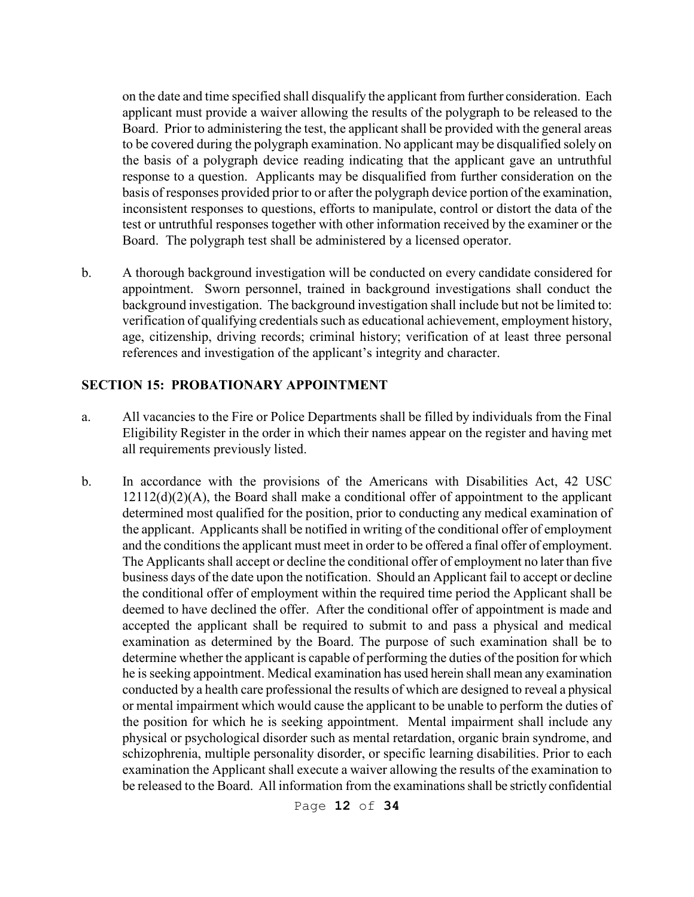on the date and time specified shall disqualify the applicant from further consideration. Each applicant must provide a waiver allowing the results of the polygraph to be released to the Board. Prior to administering the test, the applicant shall be provided with the general areas to be covered during the polygraph examination. No applicant may be disqualified solely on the basis of a polygraph device reading indicating that the applicant gave an untruthful response to a question. Applicants may be disqualified from further consideration on the basis of responses provided prior to or after the polygraph device portion of the examination, inconsistent responses to questions, efforts to manipulate, control or distort the data of the test or untruthful responses together with other information received by the examiner or the Board. The polygraph test shall be administered by a licensed operator.

b. A thorough background investigation will be conducted on every candidate considered for appointment. Sworn personnel, trained in background investigations shall conduct the background investigation. The background investigation shall include but not be limited to: verification of qualifying credentials such as educational achievement, employment history, age, citizenship, driving records; criminal history; verification of at least three personal references and investigation of the applicant's integrity and character.

## SECTION 15: PROBATIONARY APPOINTMENT

a. All vacancies to the Fire or Police Departments shall be filled by individuals from the Final Eligibility Register in the order in which their names appear on the register and having met all requirements previously listed.

b. In accordance with the provisions of the Americans with Disabilities Act, 42 USC 12112(d)(2)(A), the Board shall make a conditional offer of appointment to the applicant determined most qualified for the position, prior to conducting any medical examination of the applicant. Applicants shall be notified in writing of the conditional offer of employment and the conditions the applicant must meet in order to be offered a final offer of employment. The Applicants shall accept or decline the conditional offer of employment no later than five business days of the date upon the notification. Should an Applicant fail to accept or decline the conditional offer of employment within the required time period the Applicant shall be deemed to have declined the offer. After the conditional offer of appointment is made and accepted the applicant shall be required to submit to and pass a physical and medical examination as determined by the Board. The purpose of such examination shall be to determine whether the applicant is capable of performing the duties of the position for which he is seeking appointment. Medical examination has used herein shall mean any examination conducted by a health care professional the results of which are designed to reveal a physical or mental impairment which would cause the applicant to be unable to perform the duties of the position for which he is seeking appointment. Mental impairment shall include any physical or psychological disorder such as mental retardation, organic brain syndrome, and schizophrenia, multiple personality disorder, or specific learning disabilities. Prior to each examination the Applicant shall execute a waiver allowing the results of the examination to be released to the Board. All information from the examinations shall be strictly confidential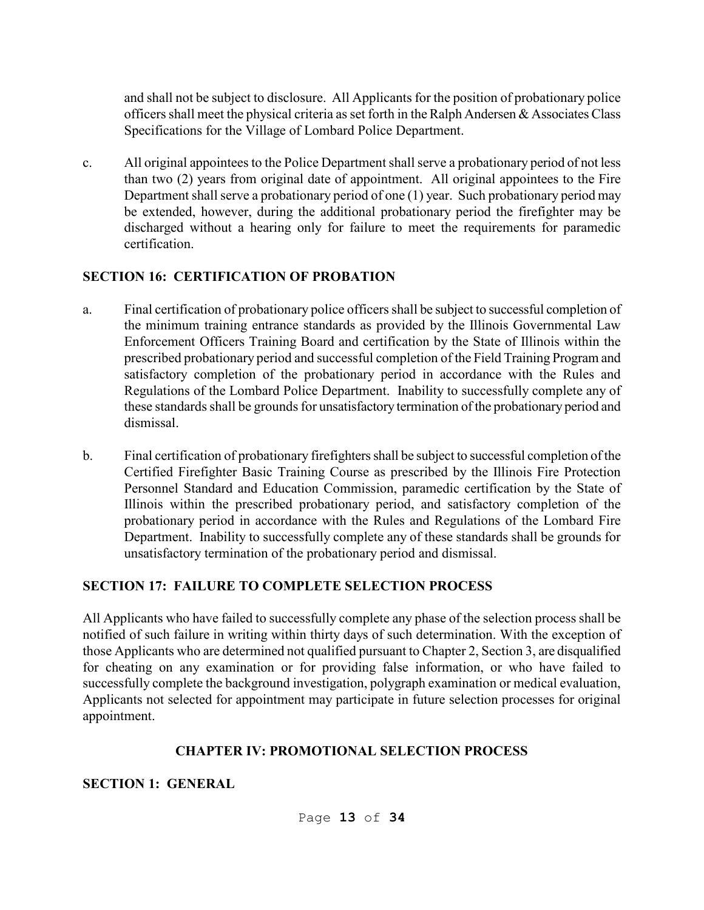and shall not be subject to disclosure. All Applicants for the position of probationary police officers shall meet the physical criteria as set forth in the Ralph Andersen & Associates Class Specifications for the Village of Lombard Police Department.

c. All original appointees to the Police Department shall serve a probationary period of not less than two (2) years from original date of appointment. All original appointees to the Fire Department shall serve a probationary period of one (1) year. Such probationary period may be extended, however, during the additional probationary period the firefighter may be discharged without a hearing only for failure to meet the requirements for paramedic certification.

### SECTION 16: CERTIFICATION OF PROBATION

a. Final certification of probationary police officers shall be subject to successful completion of the minimum training entrance standards as provided by the Illinois Governmental Law Enforcement Officers Training Board and certification by the State of Illinois within the prescribed probationary period and successful completion of the Field Training Program and satisfactory completion of the probationary period in accordance with the Rules and Regulations of the Lombard Police Department. Inability to successfully complete any of these standards shall be grounds for unsatisfactory termination of the probationary period and dismissal.

b. Final certification of probationary firefighters shall be subject to successful completion of the Certified Firefighter Basic Training Course as prescribed by the Illinois Fire Protection Personnel Standard and Education Commission, paramedic certification by the State of Illinois within the prescribed probationary period, and satisfactory completion of the probationary period in accordance with the Rules and Regulations of the Lombard Fire Department. Inability to successfully complete any of these standards shall be grounds for unsatisfactory termination of the probationary period and dismissal.

### SECTION 17: FAILURE TO COMPLETE SELECTION PROCESS

All Applicants who have failed to successfully complete any phase of the selection process shall be notified of such failure in writing within thirty days of such determination. With the exception of those Applicants who are determined not qualified pursuant to Chapter 2, Section 3, are disqualified for cheating on any examination or for providing false information, or who have failed to successfully complete the background investigation, polygraph examination or medical evaluation, Applicants not selected for appointment may participate in future selection processes for original appointment.

## CHAPTER IV: PROMOTIONAL SELECTION PROCESS

### SECTION 1: GENERAL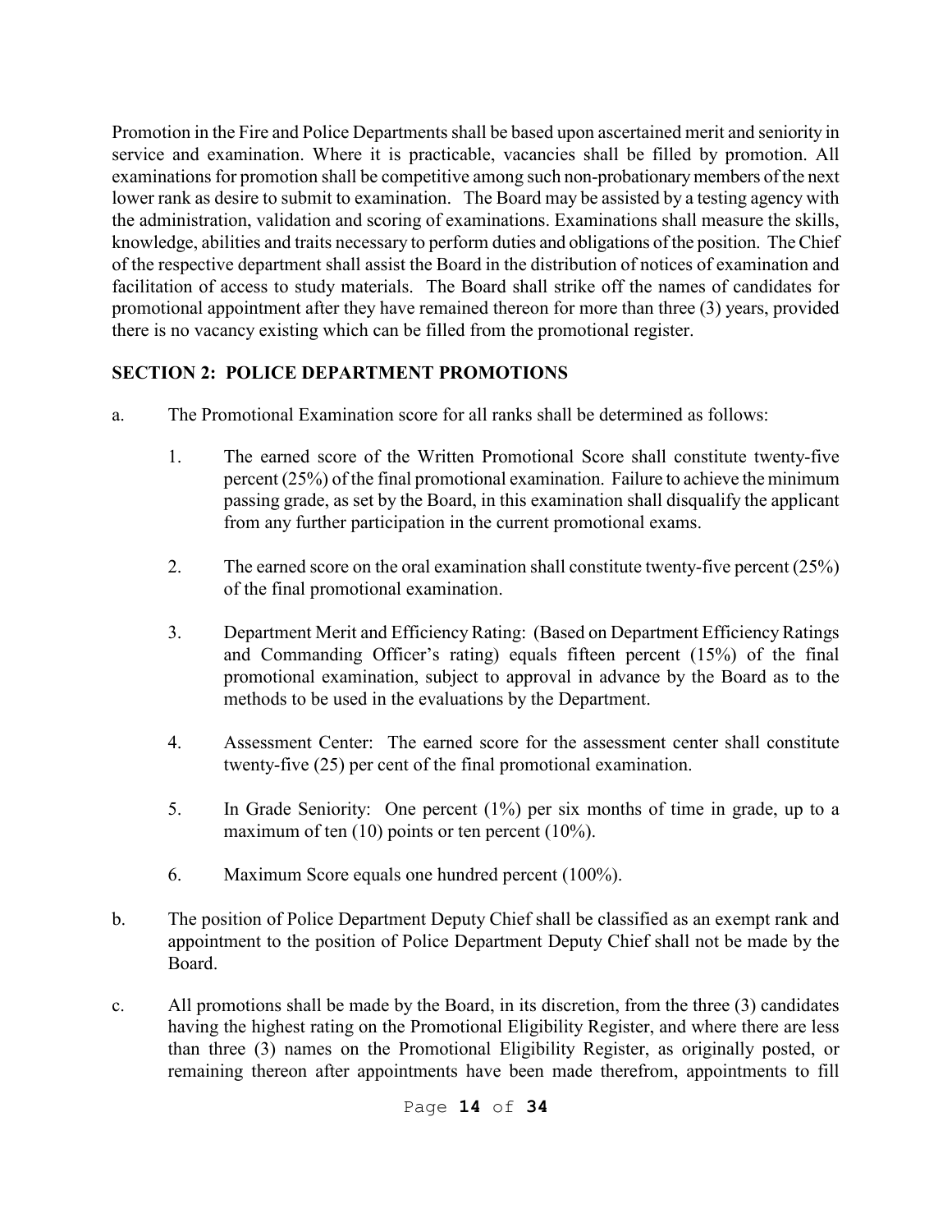Promotion in the Fire and Police Departments shall be based upon ascertained merit and seniority in service and examination. Where it is practicable, vacancies shall be filled by promotion. All examinations for promotion shall be competitive among such non-probationary members of the next lower rank as desire to submit to examination. The Board may be assisted by a testing agency with the administration, validation and scoring of examinations. Examinations shall measure the skills, knowledge, abilities and traits necessary to perform duties and obligations of the position. The Chief of the respective department shall assist the Board in the distribution of notices of examination and facilitation of access to study materials. The Board shall strike off the names of candidates for promotional appointment after they have remained thereon for more than three (3) years, provided there is no vacancy existing which can be filled from the promotional register.

**SECTION 2: POLICE DEPARTMENT PROMOTIONS**

a. The Promotional Examination score for all ranks shall be determined as follows:

   1. The earned score of the Written Promotional Score shall constitute twenty-five percent (25%) of the final promotional examination. Failure to achieve the minimum passing grade, as set by the Board, in this examination shall disqualify the applicant from any further participation in the current promotional exams.

   2. The earned score on the oral examination shall constitute twenty-five percent (25%) of the final promotional examination.

   3. Department Merit and Efficiency Rating: (Based on Department Efficiency Ratings and Commanding Officer's rating) equals fifteen percent (15%) of the final promotional examination, subject to approval in advance by the Board as to the methods to be used in the evaluations by the Department.

   4. Assessment Center: The earned score for the assessment center shall constitute twenty-five (25) per cent of the final promotional examination.

   5. In Grade Seniority: One percent (1%) per six months of time in grade, up to a maximum of ten (10) points or ten percent (10%).

   6. Maximum Score equals one hundred percent (100%).

b. The position of Police Department Deputy Chief shall be classified as an exempt rank and appointment to the position of Police Department Deputy Chief shall not be made by the Board.

c. All promotions shall be made by the Board, in its discretion, from the three (3) candidates having the highest rating on the Promotional Eligibility Register, and where there are less than three (3) names on the Promotional Eligibility Register, as originally posted, or remaining thereon after appointments have been made therefrom, appointments to fill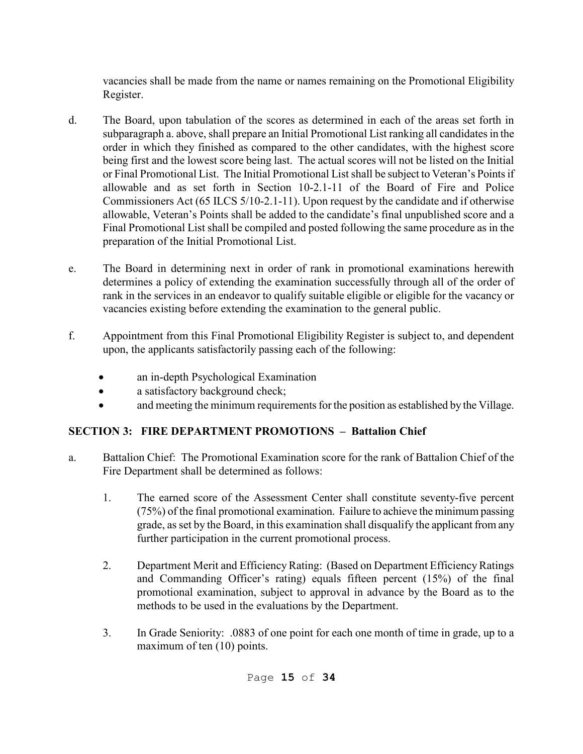vacancies shall be made from the name or names remaining on the Promotional Eligibility Register.

d. The Board, upon tabulation of the scores as determined in each of the areas set forth in subparagraph a. above, shall prepare an Initial Promotional List ranking all candidates in the order in which they finished as compared to the other candidates, with the highest score being first and the lowest score being last. The actual scores will not be listed on the Initial or Final Promotional List. The Initial Promotional List shall be subject to Veteran's Points if allowable and as set forth in Section 10-2.1-11 of the Board of Fire and Police Commissioners Act (65 ILCS 5/10-2.1-11). Upon request by the candidate and if otherwise allowable, Veteran's Points shall be added to the candidate's final unpublished score and a Final Promotional List shall be compiled and posted following the same procedure as in the preparation of the Initial Promotional List.

e. The Board in determining next in order of rank in promotional examinations herewith determines a policy of extending the examination successfully through all of the order of rank in the services in an endeavor to qualify suitable eligible or eligible for the vacancy or vacancies existing before extending the examination to the general public.

f. Appointment from this Final Promotional Eligibility Register is subject to, and dependent upon, the applicants satisfactorily passing each of the following:

- an in-depth Psychological Examination
- a satisfactory background check;
- and meeting the minimum requirements for the position as established by the Village.

## SECTION 3: FIRE DEPARTMENT PROMOTIONS – Battalion Chief

a. Battalion Chief: The Promotional Examination score for the rank of Battalion Chief of the Fire Department shall be determined as follows:

   1. The earned score of the Assessment Center shall constitute seventy-five percent (75%) of the final promotional examination. Failure to achieve the minimum passing grade, as set by the Board, in this examination shall disqualify the applicant from any further participation in the current promotional process.

   2. Department Merit and Efficiency Rating: (Based on Department Efficiency Ratings and Commanding Officer's rating) equals fifteen percent (15%) of the final promotional examination, subject to approval in advance by the Board as to the methods to be used in the evaluations by the Department.

   3. In Grade Seniority: .0883 of one point for each one month of time in grade, up to a maximum of ten (10) points.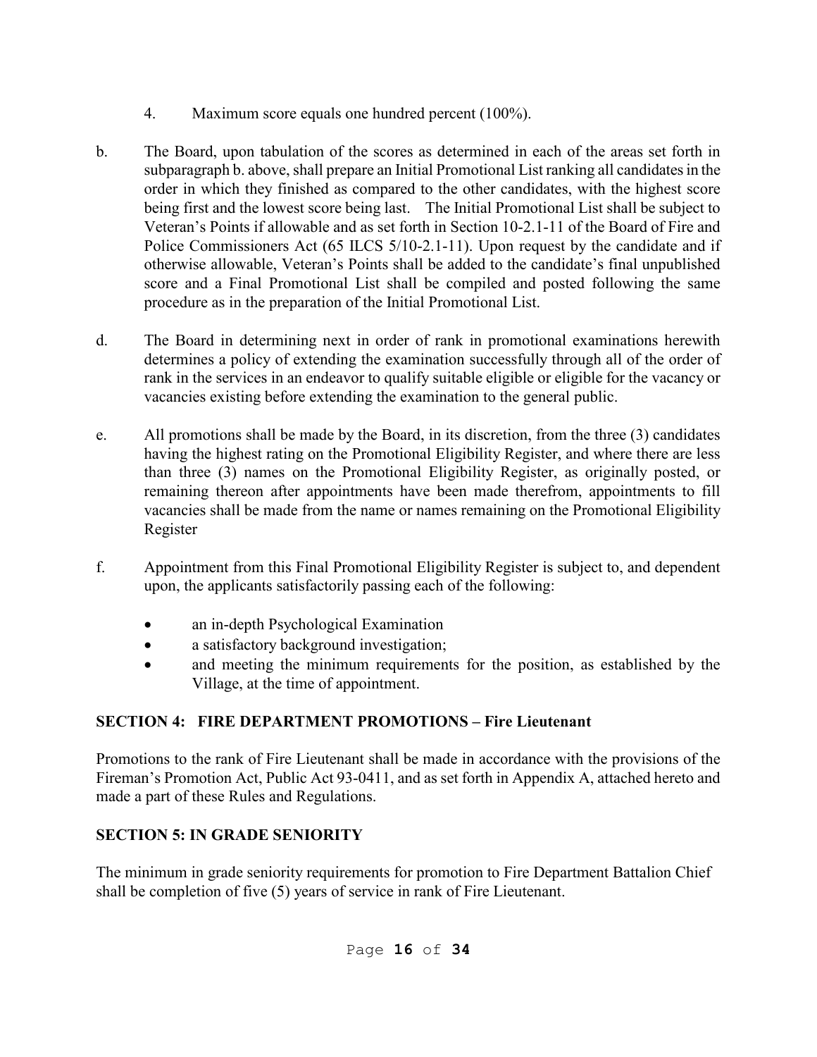4. Maximum score equals one hundred percent (100%).

b. The Board, upon tabulation of the scores as determined in each of the areas set forth in subparagraph b. above, shall prepare an Initial Promotional List ranking all candidates in the order in which they finished as compared to the other candidates, with the highest score being first and the lowest score being last. The Initial Promotional List shall be subject to Veteran's Points if allowable and as set forth in Section 10-2.1-11 of the Board of Fire and Police Commissioners Act (65 ILCS 5/10-2.1-11). Upon request by the candidate and if otherwise allowable, Veteran's Points shall be added to the candidate's final unpublished score and a Final Promotional List shall be compiled and posted following the same procedure as in the preparation of the Initial Promotional List.

d. The Board in determining next in order of rank in promotional examinations herewith determines a policy of extending the examination successfully through all of the order of rank in the services in an endeavor to qualify suitable eligible or eligible for the vacancy or vacancies existing before extending the examination to the general public.

e. All promotions shall be made by the Board, in its discretion, from the three (3) candidates having the highest rating on the Promotional Eligibility Register, and where there are less than three (3) names on the Promotional Eligibility Register, as originally posted, or remaining thereon after appointments have been made therefrom, appointments to fill vacancies shall be made from the name or names remaining on the Promotional Eligibility Register

f. Appointment from this Final Promotional Eligibility Register is subject to, and dependent upon, the applicants satisfactorily passing each of the following:

- an in-depth Psychological Examination
- a satisfactory background investigation;
- and meeting the minimum requirements for the position, as established by the Village, at the time of appointment.

## SECTION 4: FIRE DEPARTMENT PROMOTIONS – Fire Lieutenant

Promotions to the rank of Fire Lieutenant shall be made in accordance with the provisions of the Fireman's Promotion Act, Public Act 93-0411, and as set forth in Appendix A, attached hereto and made a part of these Rules and Regulations.

## SECTION 5: IN GRADE SENIORITY

The minimum in grade seniority requirements for promotion to Fire Department Battalion Chief shall be completion of five (5) years of service in rank of Fire Lieutenant.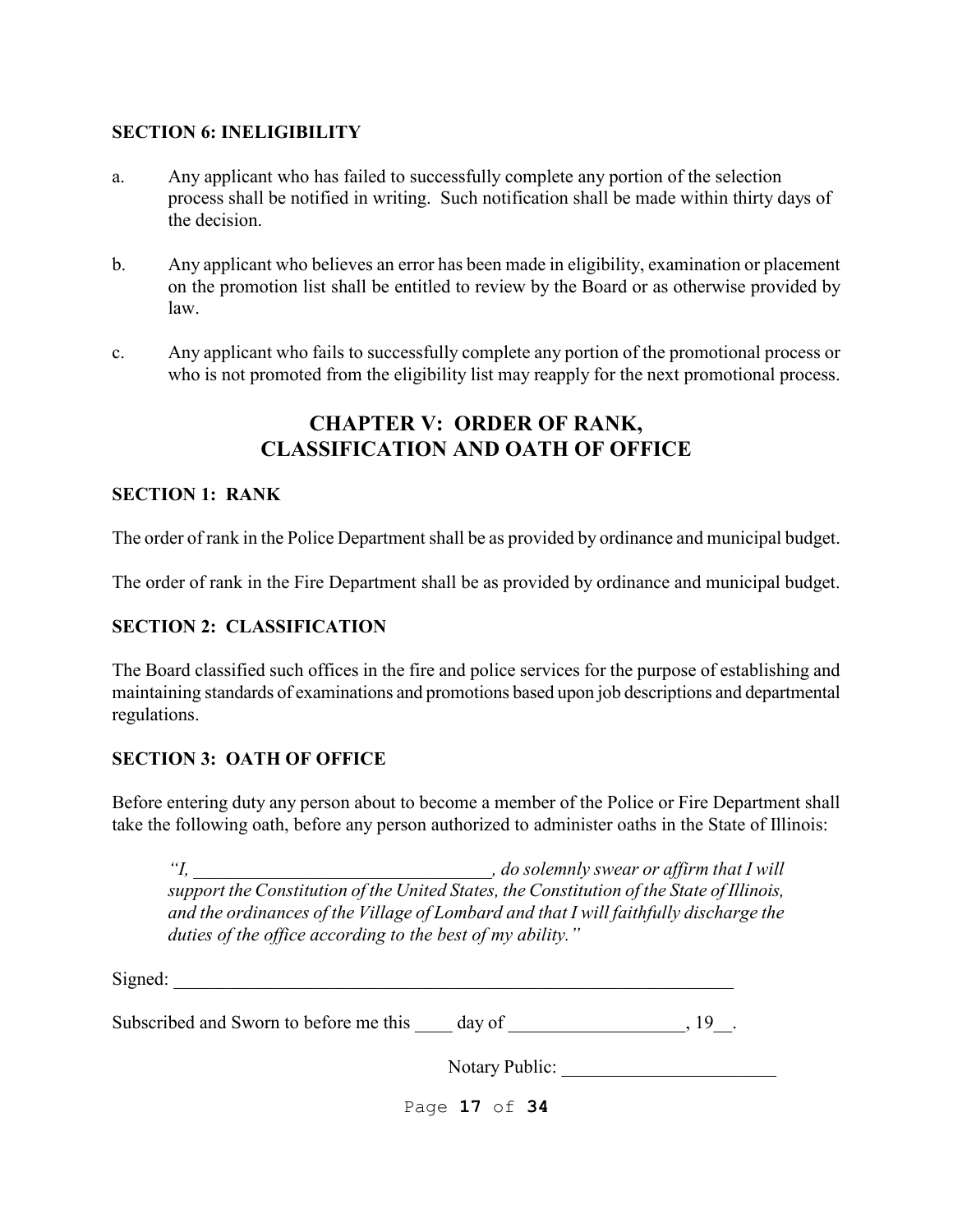### SECTION 6: INELIGIBILITY

a. Any applicant who has failed to successfully complete any portion of the selection process shall be notified in writing. Such notification shall be made within thirty days of the decision.

b. Any applicant who believes an error has been made in eligibility, examination or placement on the promotion list shall be entitled to review by the Board or as otherwise provided by law.

c. Any applicant who fails to successfully complete any portion of the promotional process or who is not promoted from the eligibility list may reapply for the next promotional process.

## CHAPTER V: ORDER OF RANK, CLASSIFICATION AND OATH OF OFFICE

### SECTION 1: RANK

The order of rank in the Police Department shall be as provided by ordinance and municipal budget.

The order of rank in the Fire Department shall be as provided by ordinance and municipal budget.

### SECTION 2: CLASSIFICATION

The Board classified such offices in the fire and police services for the purpose of establishing and maintaining standards of examinations and promotions based upon job descriptions and departmental regulations.

### SECTION 3: OATH OF OFFICE

Before entering duty any person about to become a member of the Police or Fire Department shall take the following oath, before any person authorized to administer oaths in the State of Illinois:

> *"I, \_\_\_\_\_\_\_\_\_\_\_\_\_\_\_\_\_\_\_\_\_\_\_\_\_\_\_\_\_\_\_\_, do solemnly swear or affirm that I will support the Constitution of the United States, the Constitution of the State of Illinois, and the ordinances of the Village of Lombard and that I will faithfully discharge the duties of the office according to the best of my ability."*

Signed: \_\_\_\_\_\_\_\_\_\_\_\_\_\_\_\_\_\_\_\_\_\_\_\_\_\_\_\_\_\_\_\_\_\_\_\_\_\_\_\_\_\_\_\_\_\_\_\_\_\_\_\_\_\_\_\_\_\_\_\_

Subscribed and Sworn to before me this \_\_\_\_ day of \_\_\_\_\_\_\_\_\_\_\_\_\_\_\_\_\_\_\_, 19\_\_.

Notary Public: \_\_\_\_\_\_\_\_\_\_\_\_\_\_\_\_\_\_\_\_\_\_\_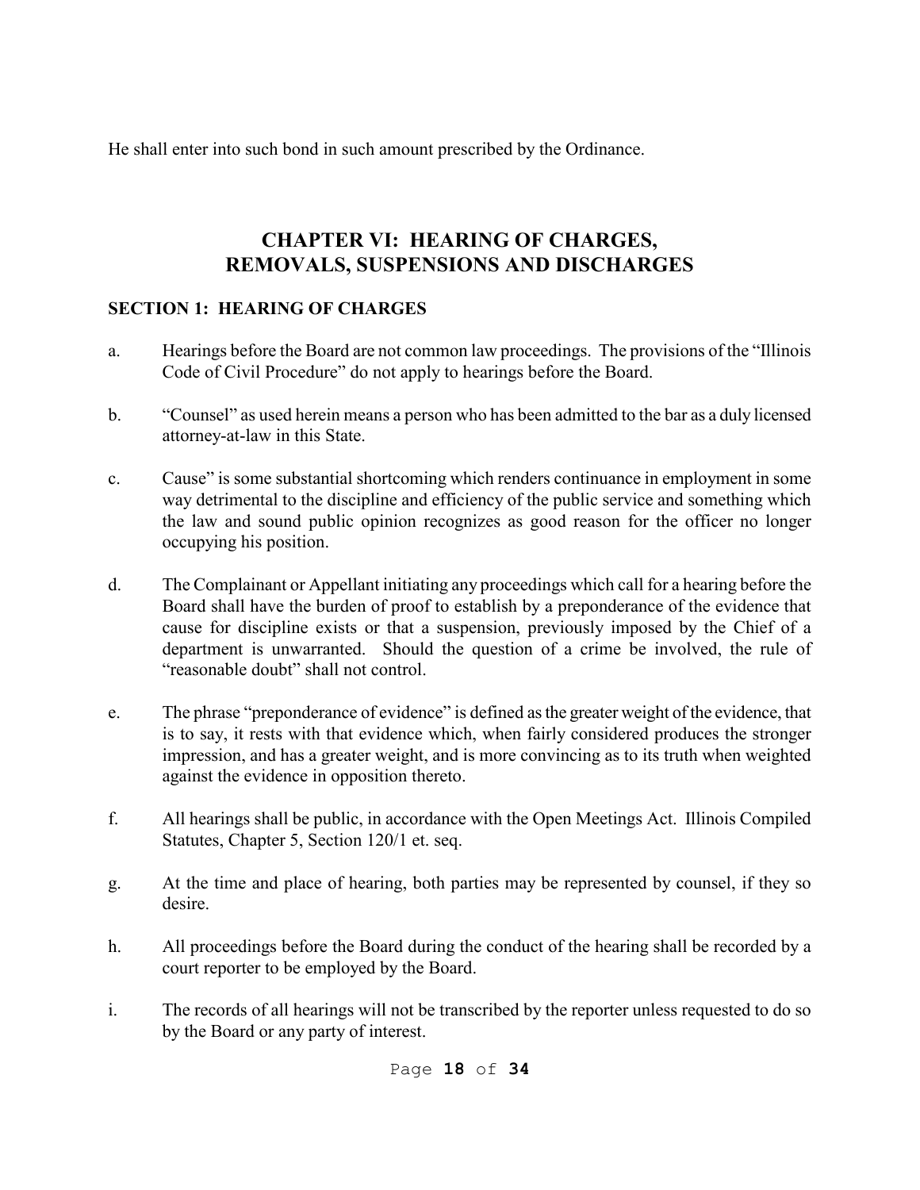He shall enter into such bond in such amount prescribed by the Ordinance.

# CHAPTER VI: HEARING OF CHARGES, REMOVALS, SUSPENSIONS AND DISCHARGES

## SECTION 1: HEARING OF CHARGES

a. Hearings before the Board are not common law proceedings. The provisions of the "Illinois Code of Civil Procedure" do not apply to hearings before the Board.

b. "Counsel" as used herein means a person who has been admitted to the bar as a duly licensed attorney-at-law in this State.

c. Cause" is some substantial shortcoming which renders continuance in employment in some way detrimental to the discipline and efficiency of the public service and something which the law and sound public opinion recognizes as good reason for the officer no longer occupying his position.

d. The Complainant or Appellant initiating any proceedings which call for a hearing before the Board shall have the burden of proof to establish by a preponderance of the evidence that cause for discipline exists or that a suspension, previously imposed by the Chief of a department is unwarranted. Should the question of a crime be involved, the rule of "reasonable doubt" shall not control.

e. The phrase "preponderance of evidence" is defined as the greater weight of the evidence, that is to say, it rests with that evidence which, when fairly considered produces the stronger impression, and has a greater weight, and is more convincing as to its truth when weighted against the evidence in opposition thereto.

f. All hearings shall be public, in accordance with the Open Meetings Act. Illinois Compiled Statutes, Chapter 5, Section 120/1 et. seq.

g. At the time and place of hearing, both parties may be represented by counsel, if they so desire.

h. All proceedings before the Board during the conduct of the hearing shall be recorded by a court reporter to be employed by the Board.

i. The records of all hearings will not be transcribed by the reporter unless requested to do so by the Board or any party of interest.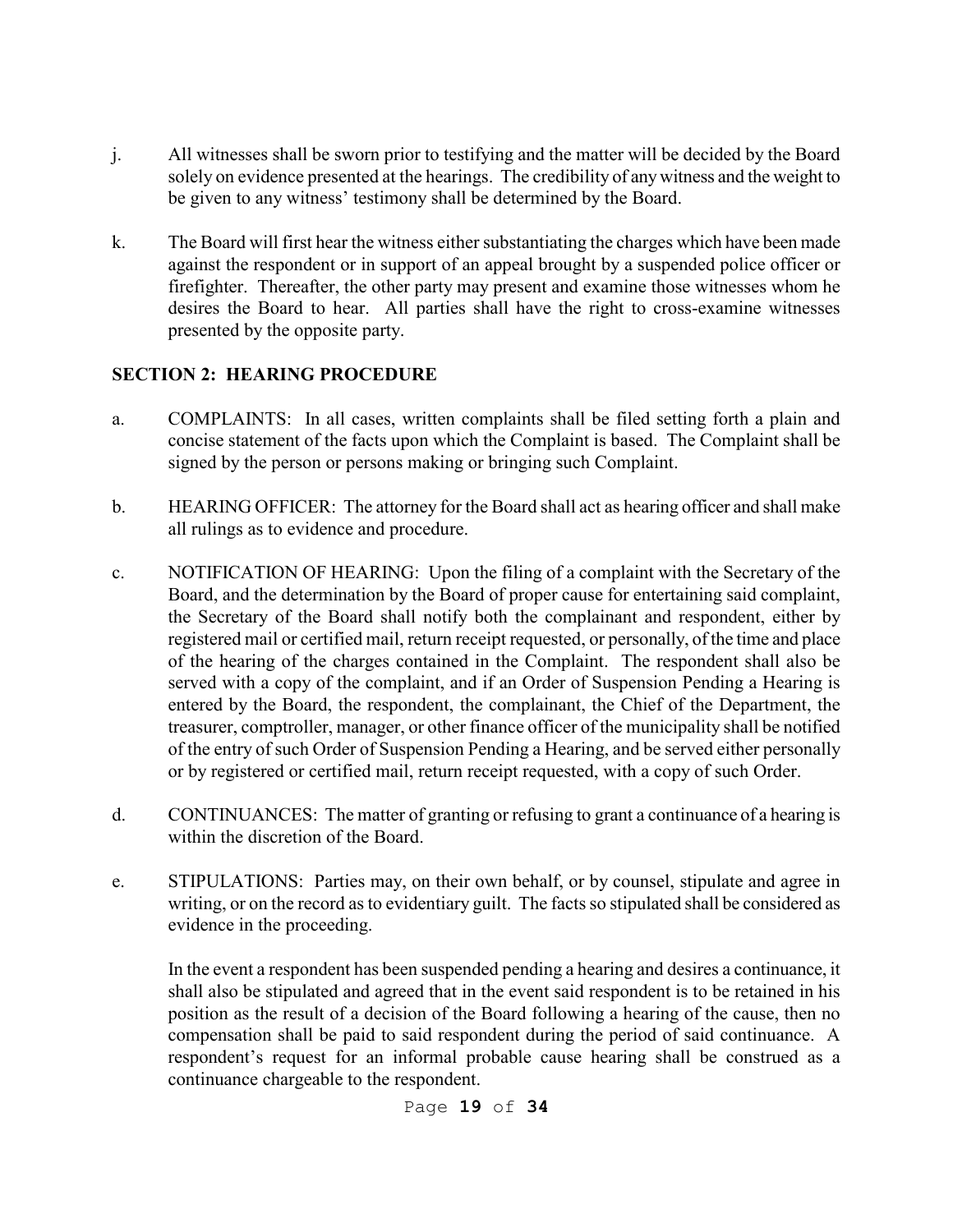j. All witnesses shall be sworn prior to testifying and the matter will be decided by the Board solely on evidence presented at the hearings. The credibility of any witness and the weight to be given to any witness' testimony shall be determined by the Board.

k. The Board will first hear the witness either substantiating the charges which have been made against the respondent or in support of an appeal brought by a suspended police officer or firefighter. Thereafter, the other party may present and examine those witnesses whom he desires the Board to hear. All parties shall have the right to cross-examine witnesses presented by the opposite party.

## SECTION 2: HEARING PROCEDURE

a. COMPLAINTS: In all cases, written complaints shall be filed setting forth a plain and concise statement of the facts upon which the Complaint is based. The Complaint shall be signed by the person or persons making or bringing such Complaint.

b. HEARING OFFICER: The attorney for the Board shall act as hearing officer and shall make all rulings as to evidence and procedure.

c. NOTIFICATION OF HEARING: Upon the filing of a complaint with the Secretary of the Board, and the determination by the Board of proper cause for entertaining said complaint, the Secretary of the Board shall notify both the complainant and respondent, either by registered mail or certified mail, return receipt requested, or personally, of the time and place of the hearing of the charges contained in the Complaint. The respondent shall also be served with a copy of the complaint, and if an Order of Suspension Pending a Hearing is entered by the Board, the respondent, the complainant, the Chief of the Department, the treasurer, comptroller, manager, or other finance officer of the municipality shall be notified of the entry of such Order of Suspension Pending a Hearing, and be served either personally or by registered or certified mail, return receipt requested, with a copy of such Order.

d. CONTINUANCES: The matter of granting or refusing to grant a continuance of a hearing is within the discretion of the Board.

e. STIPULATIONS: Parties may, on their own behalf, or by counsel, stipulate and agree in writing, or on the record as to evidentiary guilt. The facts so stipulated shall be considered as evidence in the proceeding.

   In the event a respondent has been suspended pending a hearing and desires a continuance, it shall also be stipulated and agreed that in the event said respondent is to be retained in his position as the result of a decision of the Board following a hearing of the cause, then no compensation shall be paid to said respondent during the period of said continuance. A respondent's request for an informal probable cause hearing shall be construed as a continuance chargeable to the respondent.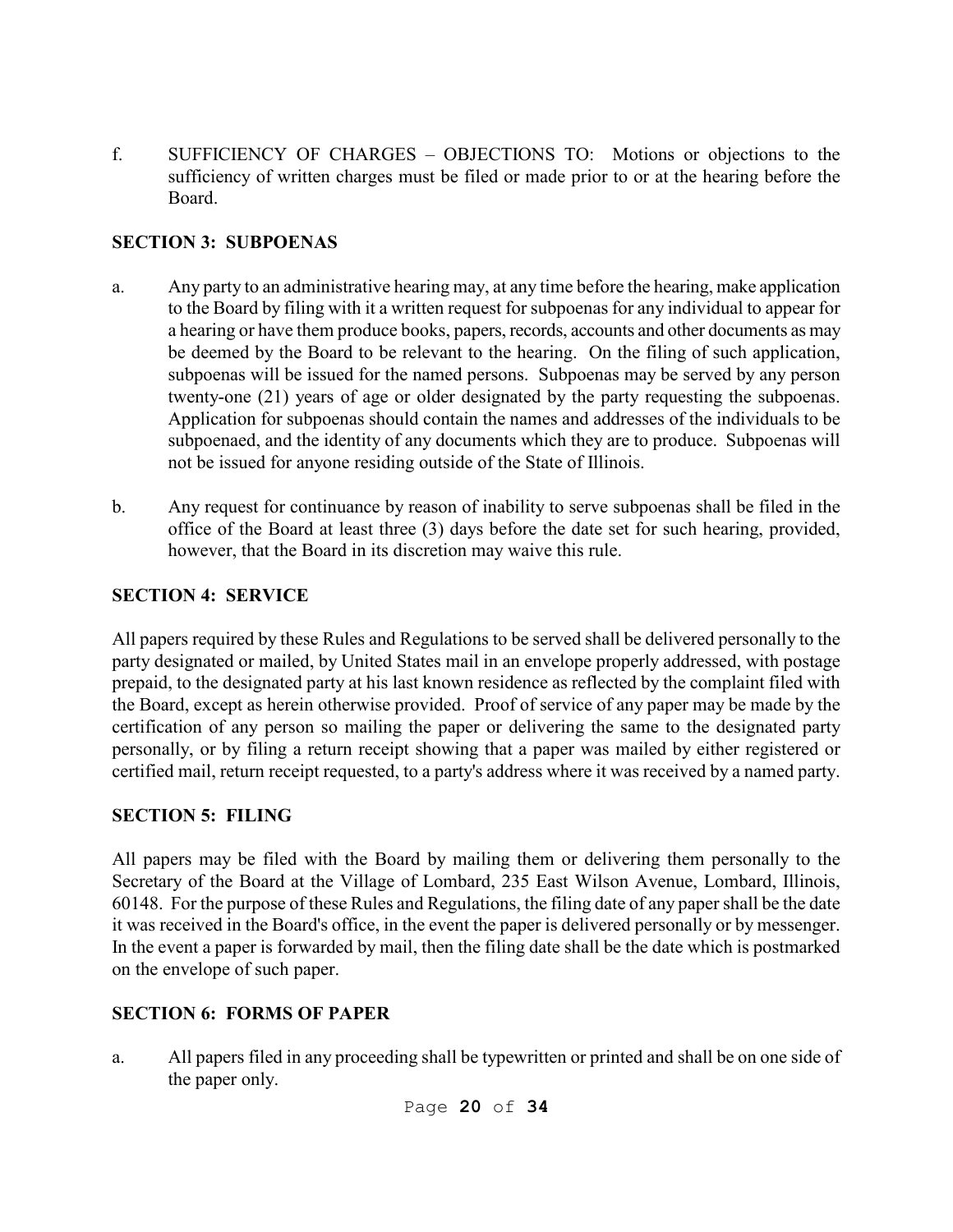f. SUFFICIENCY OF CHARGES – OBJECTIONS TO: Motions or objections to the sufficiency of written charges must be filed or made prior to or at the hearing before the Board.

**SECTION 3: SUBPOENAS**

a. Any party to an administrative hearing may, at any time before the hearing, make application to the Board by filing with it a written request for subpoenas for any individual to appear for a hearing or have them produce books, papers, records, accounts and other documents as may be deemed by the Board to be relevant to the hearing. On the filing of such application, subpoenas will be issued for the named persons. Subpoenas may be served by any person twenty-one (21) years of age or older designated by the party requesting the subpoenas. Application for subpoenas should contain the names and addresses of the individuals to be subpoenaed, and the identity of any documents which they are to produce. Subpoenas will not be issued for anyone residing outside of the State of Illinois.

b. Any request for continuance by reason of inability to serve subpoenas shall be filed in the office of the Board at least three (3) days before the date set for such hearing, provided, however, that the Board in its discretion may waive this rule.

**SECTION 4: SERVICE**

All papers required by these Rules and Regulations to be served shall be delivered personally to the party designated or mailed, by United States mail in an envelope properly addressed, with postage prepaid, to the designated party at his last known residence as reflected by the complaint filed with the Board, except as herein otherwise provided. Proof of service of any paper may be made by the certification of any person so mailing the paper or delivering the same to the designated party personally, or by filing a return receipt showing that a paper was mailed by either registered or certified mail, return receipt requested, to a party's address where it was received by a named party.

**SECTION 5: FILING**

All papers may be filed with the Board by mailing them or delivering them personally to the Secretary of the Board at the Village of Lombard, 235 East Wilson Avenue, Lombard, Illinois, 60148. For the purpose of these Rules and Regulations, the filing date of any paper shall be the date it was received in the Board's office, in the event the paper is delivered personally or by messenger. In the event a paper is forwarded by mail, then the filing date shall be the date which is postmarked on the envelope of such paper.

**SECTION 6: FORMS OF PAPER**

a. All papers filed in any proceeding shall be typewritten or printed and shall be on one side of the paper only.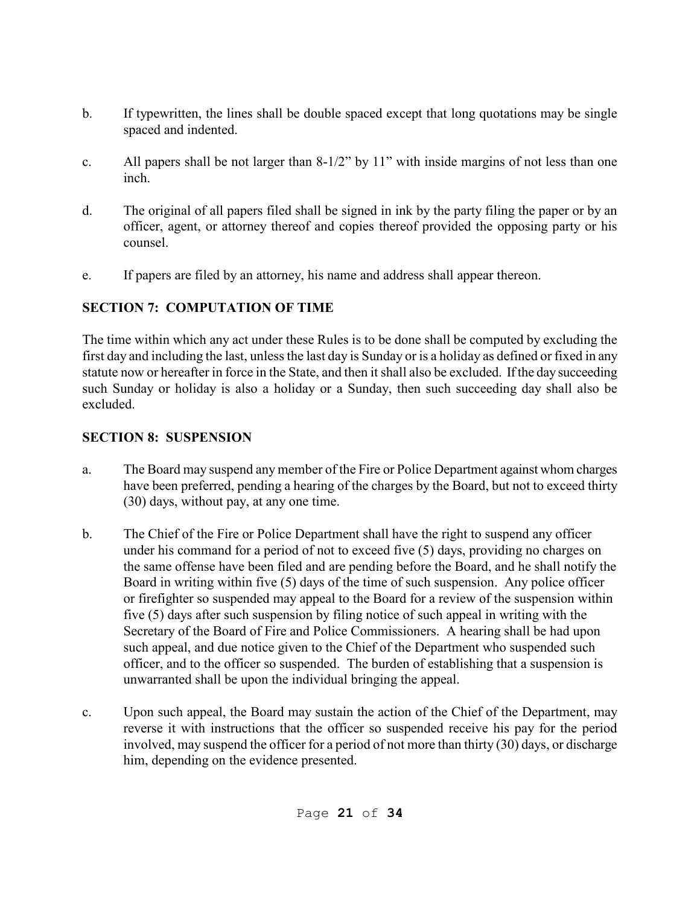b. If typewritten, the lines shall be double spaced except that long quotations may be single spaced and indented.

c. All papers shall be not larger than 8-1/2" by 11" with inside margins of not less than one inch.

d. The original of all papers filed shall be signed in ink by the party filing the paper or by an officer, agent, or attorney thereof and copies thereof provided the opposing party or his counsel.

e. If papers are filed by an attorney, his name and address shall appear thereon.

## SECTION 7: COMPUTATION OF TIME

The time within which any act under these Rules is to be done shall be computed by excluding the first day and including the last, unless the last day is Sunday or is a holiday as defined or fixed in any statute now or hereafter in force in the State, and then it shall also be excluded. If the day succeeding such Sunday or holiday is also a holiday or a Sunday, then such succeeding day shall also be excluded.

## SECTION 8: SUSPENSION

a. The Board may suspend any member of the Fire or Police Department against whom charges have been preferred, pending a hearing of the charges by the Board, but not to exceed thirty (30) days, without pay, at any one time.

b. The Chief of the Fire or Police Department shall have the right to suspend any officer under his command for a period of not to exceed five (5) days, providing no charges on the same offense have been filed and are pending before the Board, and he shall notify the Board in writing within five (5) days of the time of such suspension. Any police officer or firefighter so suspended may appeal to the Board for a review of the suspension within five (5) days after such suspension by filing notice of such appeal in writing with the Secretary of the Board of Fire and Police Commissioners. A hearing shall be had upon such appeal, and due notice given to the Chief of the Department who suspended such officer, and to the officer so suspended. The burden of establishing that a suspension is unwarranted shall be upon the individual bringing the appeal.

c. Upon such appeal, the Board may sustain the action of the Chief of the Department, may reverse it with instructions that the officer so suspended receive his pay for the period involved, may suspend the officer for a period of not more than thirty (30) days, or discharge him, depending on the evidence presented.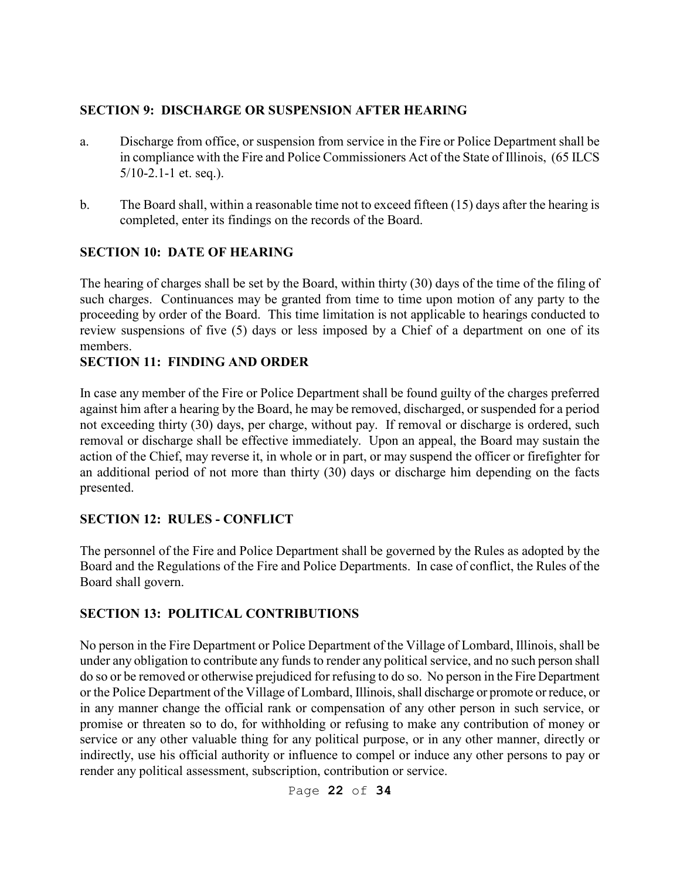## SECTION 9: DISCHARGE OR SUSPENSION AFTER HEARING

a. Discharge from office, or suspension from service in the Fire or Police Department shall be in compliance with the Fire and Police Commissioners Act of the State of Illinois, (65 ILCS 5/10-2.1-1 et. seq.).

b. The Board shall, within a reasonable time not to exceed fifteen (15) days after the hearing is completed, enter its findings on the records of the Board.

## SECTION 10: DATE OF HEARING

The hearing of charges shall be set by the Board, within thirty (30) days of the time of the filing of such charges. Continuances may be granted from time to time upon motion of any party to the proceeding by order of the Board. This time limitation is not applicable to hearings conducted to review suspensions of five (5) days or less imposed by a Chief of a department on one of its members.

## SECTION 11: FINDING AND ORDER

In case any member of the Fire or Police Department shall be found guilty of the charges preferred against him after a hearing by the Board, he may be removed, discharged, or suspended for a period not exceeding thirty (30) days, per charge, without pay. If removal or discharge is ordered, such removal or discharge shall be effective immediately. Upon an appeal, the Board may sustain the action of the Chief, may reverse it, in whole or in part, or may suspend the officer or firefighter for an additional period of not more than thirty (30) days or discharge him depending on the facts presented.

## SECTION 12: RULES - CONFLICT

The personnel of the Fire and Police Department shall be governed by the Rules as adopted by the Board and the Regulations of the Fire and Police Departments. In case of conflict, the Rules of the Board shall govern.

## SECTION 13: POLITICAL CONTRIBUTIONS

No person in the Fire Department or Police Department of the Village of Lombard, Illinois, shall be under any obligation to contribute any funds to render any political service, and no such person shall do so or be removed or otherwise prejudiced for refusing to do so. No person in the Fire Department or the Police Department of the Village of Lombard, Illinois, shall discharge or promote or reduce, or in any manner change the official rank or compensation of any other person in such service, or promise or threaten so to do, for withholding or refusing to make any contribution of money or service or any other valuable thing for any political purpose, or in any other manner, directly or indirectly, use his official authority or influence to compel or induce any other persons to pay or render any political assessment, subscription, contribution or service.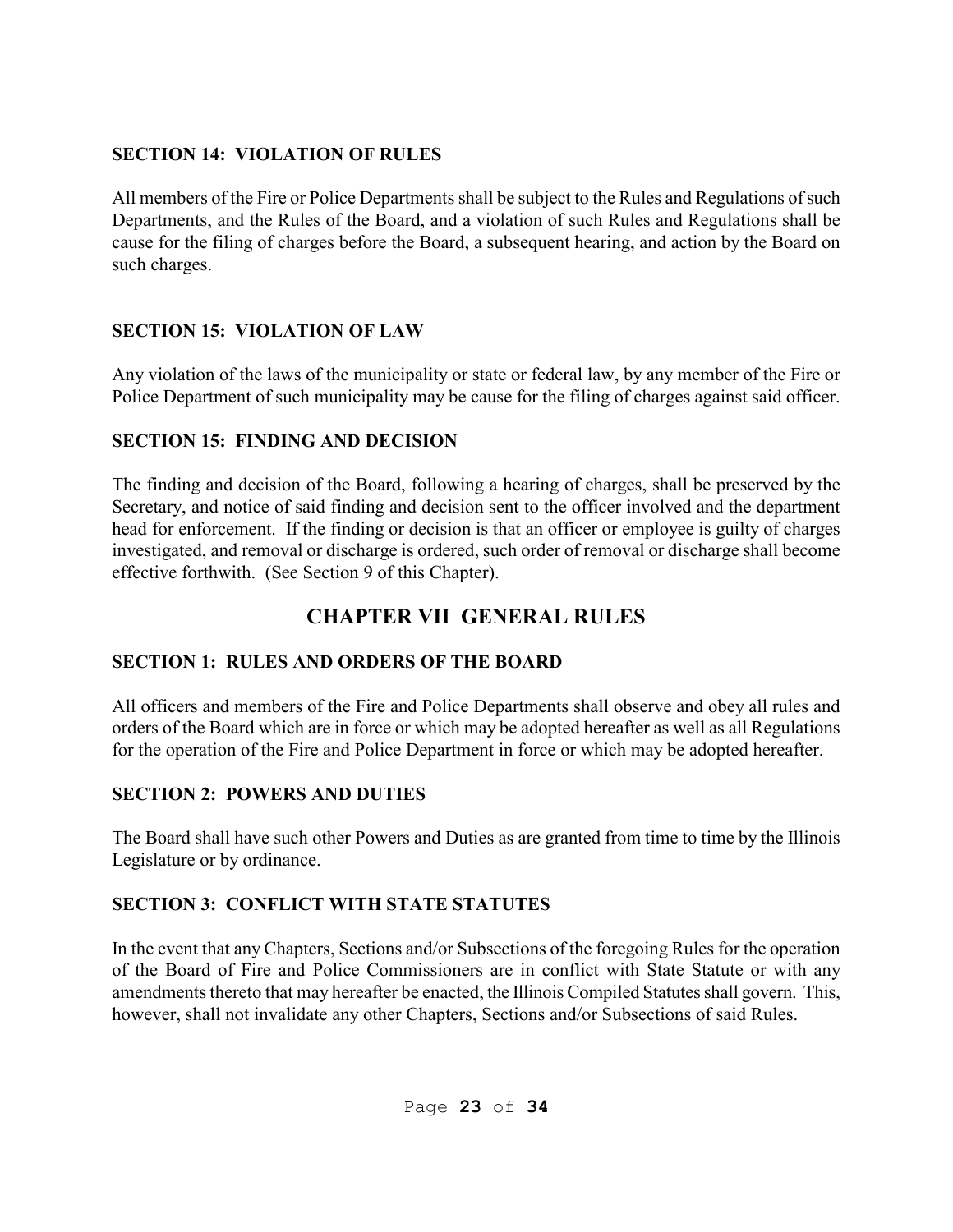### SECTION 14: VIOLATION OF RULES

All members of the Fire or Police Departments shall be subject to the Rules and Regulations of such Departments, and the Rules of the Board, and a violation of such Rules and Regulations shall be cause for the filing of charges before the Board, a subsequent hearing, and action by the Board on such charges.

### SECTION 15: VIOLATION OF LAW

Any violation of the laws of the municipality or state or federal law, by any member of the Fire or Police Department of such municipality may be cause for the filing of charges against said officer.

### SECTION 15: FINDING AND DECISION

The finding and decision of the Board, following a hearing of charges, shall be preserved by the Secretary, and notice of said finding and decision sent to the officer involved and the department head for enforcement. If the finding or decision is that an officer or employee is guilty of charges investigated, and removal or discharge is ordered, such order of removal or discharge shall become effective forthwith. (See Section 9 of this Chapter).

## CHAPTER VII GENERAL RULES

### SECTION 1: RULES AND ORDERS OF THE BOARD

All officers and members of the Fire and Police Departments shall observe and obey all rules and orders of the Board which are in force or which may be adopted hereafter as well as all Regulations for the operation of the Fire and Police Department in force or which may be adopted hereafter.

### SECTION 2: POWERS AND DUTIES

The Board shall have such other Powers and Duties as are granted from time to time by the Illinois Legislature or by ordinance.

### SECTION 3: CONFLICT WITH STATE STATUTES

In the event that any Chapters, Sections and/or Subsections of the foregoing Rules for the operation of the Board of Fire and Police Commissioners are in conflict with State Statute or with any amendments thereto that may hereafter be enacted, the Illinois Compiled Statutes shall govern. This, however, shall not invalidate any other Chapters, Sections and/or Subsections of said Rules.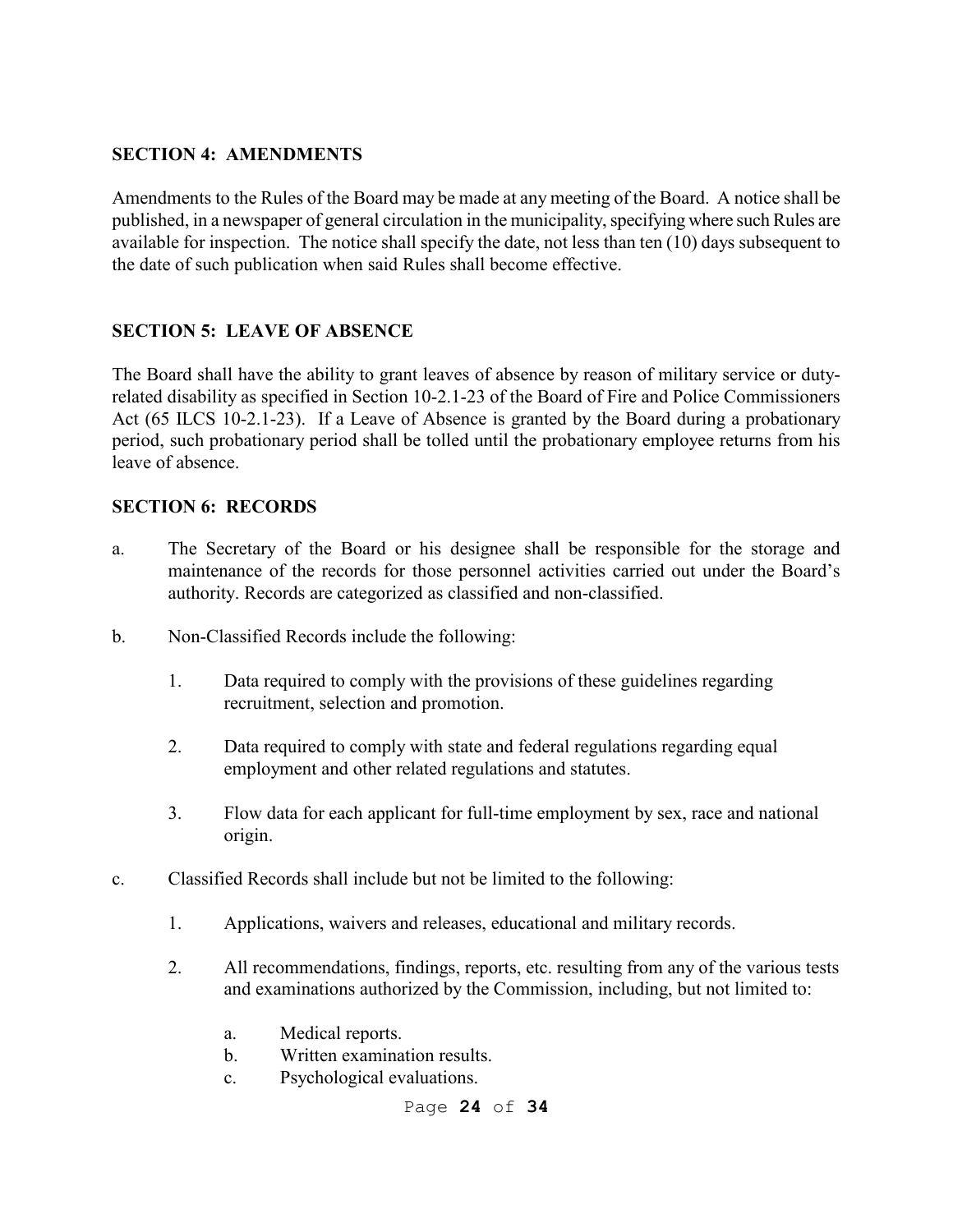## SECTION 4: AMENDMENTS

Amendments to the Rules of the Board may be made at any meeting of the Board. A notice shall be published, in a newspaper of general circulation in the municipality, specifying where such Rules are available for inspection. The notice shall specify the date, not less than ten (10) days subsequent to the date of such publication when said Rules shall become effective.

## SECTION 5: LEAVE OF ABSENCE

The Board shall have the ability to grant leaves of absence by reason of military service or duty-related disability as specified in Section 10-2.1-23 of the Board of Fire and Police Commissioners Act (65 ILCS 10-2.1-23). If a Leave of Absence is granted by the Board during a probationary period, such probationary period shall be tolled until the probationary employee returns from his leave of absence.

## SECTION 6: RECORDS

a. The Secretary of the Board or his designee shall be responsible for the storage and maintenance of the records for those personnel activities carried out under the Board's authority. Records are categorized as classified and non-classified.

b. Non-Classified Records include the following:

   1. Data required to comply with the provisions of these guidelines regarding recruitment, selection and promotion.

   2. Data required to comply with state and federal regulations regarding equal employment and other related regulations and statutes.

   3. Flow data for each applicant for full-time employment by sex, race and national origin.

c. Classified Records shall include but not be limited to the following:

   1. Applications, waivers and releases, educational and military records.

   2. All recommendations, findings, reports, etc. resulting from any of the various tests and examinations authorized by the Commission, including, but not limited to:

      a. Medical reports.
      b. Written examination results.
      c. Psychological evaluations.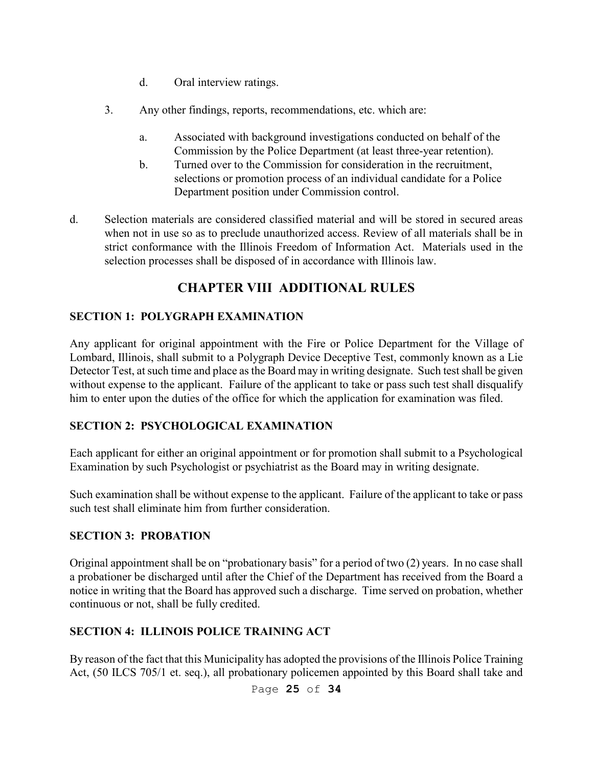d. Oral interview ratings.

3. Any other findings, reports, recommendations, etc. which are:

   a. Associated with background investigations conducted on behalf of the Commission by the Police Department (at least three-year retention).
   b. Turned over to the Commission for consideration in the recruitment, selections or promotion process of an individual candidate for a Police Department position under Commission control.

d. Selection materials are considered classified material and will be stored in secured areas when not in use so as to preclude unauthorized access. Review of all materials shall be in strict conformance with the Illinois Freedom of Information Act. Materials used in the selection processes shall be disposed of in accordance with Illinois law.

## CHAPTER VIII ADDITIONAL RULES

### SECTION 1: POLYGRAPH EXAMINATION

Any applicant for original appointment with the Fire or Police Department for the Village of Lombard, Illinois, shall submit to a Polygraph Device Deceptive Test, commonly known as a Lie Detector Test, at such time and place as the Board may in writing designate. Such test shall be given without expense to the applicant. Failure of the applicant to take or pass such test shall disqualify him to enter upon the duties of the office for which the application for examination was filed.

### SECTION 2: PSYCHOLOGICAL EXAMINATION

Each applicant for either an original appointment or for promotion shall submit to a Psychological Examination by such Psychologist or psychiatrist as the Board may in writing designate.

Such examination shall be without expense to the applicant. Failure of the applicant to take or pass such test shall eliminate him from further consideration.

### SECTION 3: PROBATION

Original appointment shall be on "probationary basis" for a period of two (2) years. In no case shall a probationer be discharged until after the Chief of the Department has received from the Board a notice in writing that the Board has approved such a discharge. Time served on probation, whether continuous or not, shall be fully credited.

### SECTION 4: ILLINOIS POLICE TRAINING ACT

By reason of the fact that this Municipality has adopted the provisions of the Illinois Police Training Act, (50 ILCS 705/1 et. seq.), all probationary policemen appointed by this Board shall take and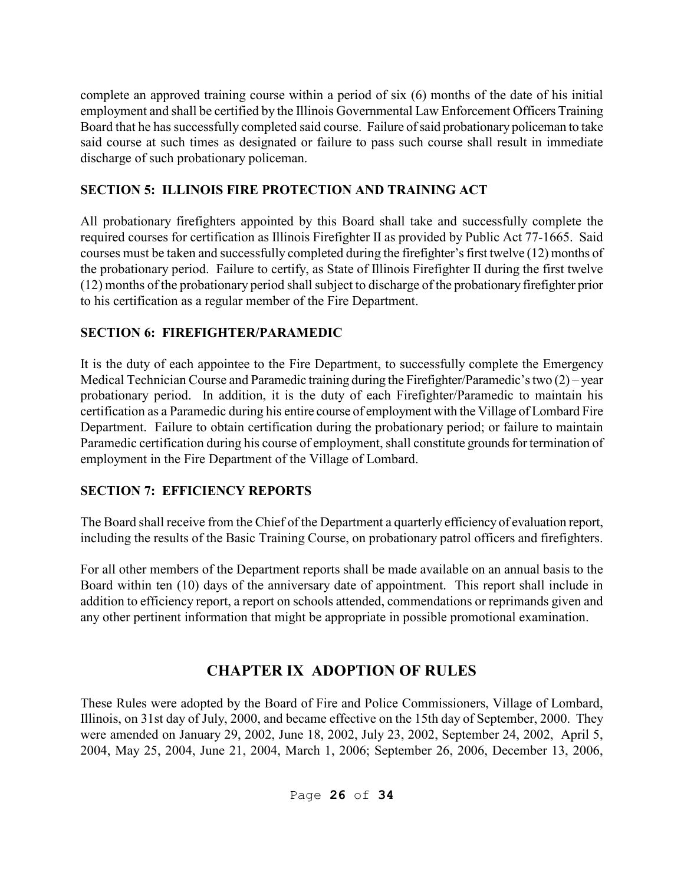complete an approved training course within a period of six (6) months of the date of his initial employment and shall be certified by the Illinois Governmental Law Enforcement Officers Training Board that he has successfully completed said course. Failure of said probationary policeman to take said course at such times as designated or failure to pass such course shall result in immediate discharge of such probationary policeman.

### SECTION 5: ILLINOIS FIRE PROTECTION AND TRAINING ACT

All probationary firefighters appointed by this Board shall take and successfully complete the required courses for certification as Illinois Firefighter II as provided by Public Act 77-1665. Said courses must be taken and successfully completed during the firefighter's first twelve (12) months of the probationary period. Failure to certify, as State of Illinois Firefighter II during the first twelve (12) months of the probationary period shall subject to discharge of the probationary firefighter prior to his certification as a regular member of the Fire Department.

### SECTION 6: FIREFIGHTER/PARAMEDIC

It is the duty of each appointee to the Fire Department, to successfully complete the Emergency Medical Technician Course and Paramedic training during the Firefighter/Paramedic's two (2) – year probationary period. In addition, it is the duty of each Firefighter/Paramedic to maintain his certification as a Paramedic during his entire course of employment with the Village of Lombard Fire Department. Failure to obtain certification during the probationary period; or failure to maintain Paramedic certification during his course of employment, shall constitute grounds for termination of employment in the Fire Department of the Village of Lombard.

### SECTION 7: EFFICIENCY REPORTS

The Board shall receive from the Chief of the Department a quarterly efficiency of evaluation report, including the results of the Basic Training Course, on probationary patrol officers and firefighters.

For all other members of the Department reports shall be made available on an annual basis to the Board within ten (10) days of the anniversary date of appointment. This report shall include in addition to efficiency report, a report on schools attended, commendations or reprimands given and any other pertinent information that might be appropriate in possible promotional examination.

## CHAPTER IX ADOPTION OF RULES

These Rules were adopted by the Board of Fire and Police Commissioners, Village of Lombard, Illinois, on 31st day of July, 2000, and became effective on the 15th day of September, 2000. They were amended on January 29, 2002, June 18, 2002, July 23, 2002, September 24, 2002, April 5, 2004, May 25, 2004, June 21, 2004, March 1, 2006; September 26, 2006, December 13, 2006,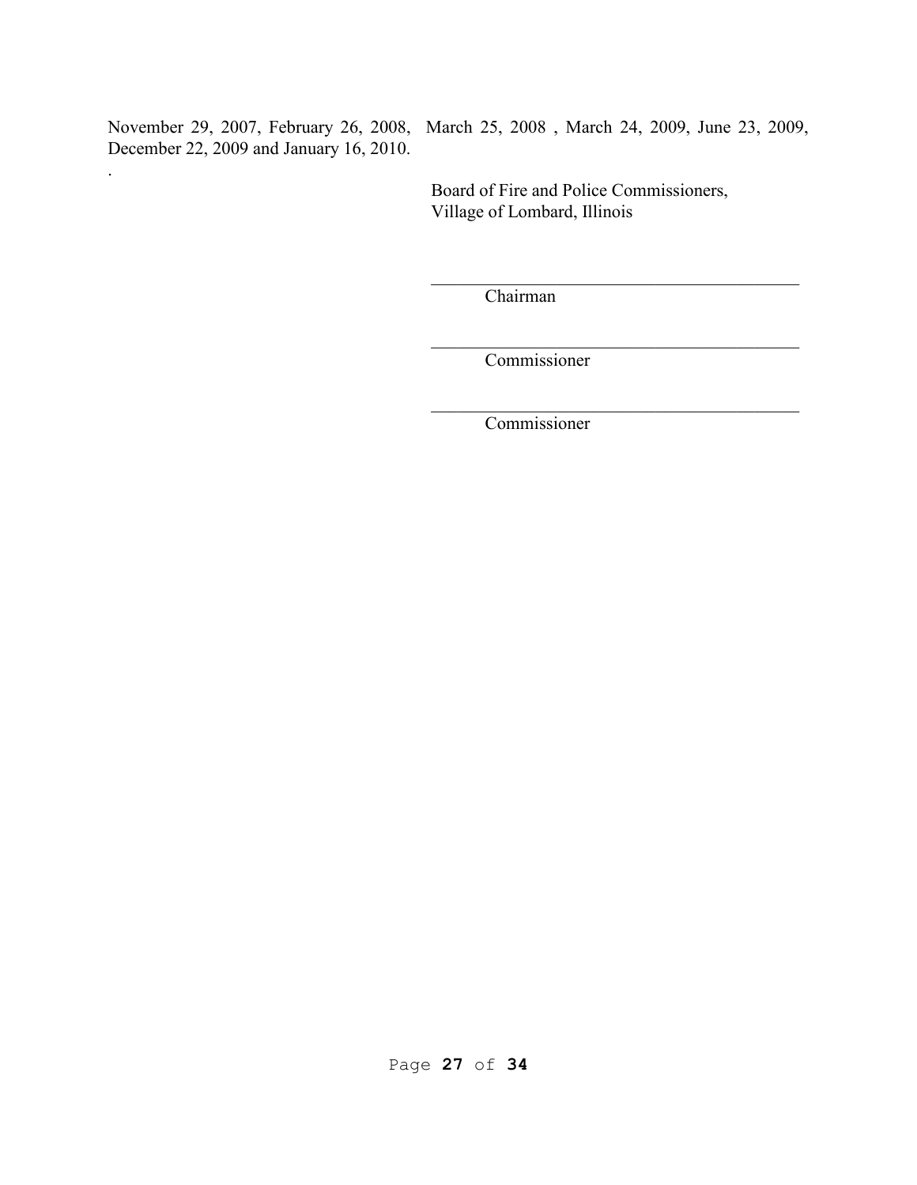November 29, 2007, February 26, 2008, March 25, 2008 , March 24, 2009, June 23, 2009, December 22, 2009 and January 16, 2010.

.

Board of Fire and Police Commissioners,
Village of Lombard, Illinois

\_\_\_\_\_\_\_\_\_\_\_\_\_\_\_\_\_\_\_\_\_\_\_\_\_\_\_\_\_\_\_\_\_\_\_\_\_\_\_\_\_\_

Chairman

\_\_\_\_\_\_\_\_\_\_\_\_\_\_\_\_\_\_\_\_\_\_\_\_\_\_\_\_\_\_\_\_\_\_\_\_\_\_\_\_\_\_

Commissioner

\_\_\_\_\_\_\_\_\_\_\_\_\_\_\_\_\_\_\_\_\_\_\_\_\_\_\_\_\_\_\_\_\_\_\_\_\_\_\_\_\_\_

Commissioner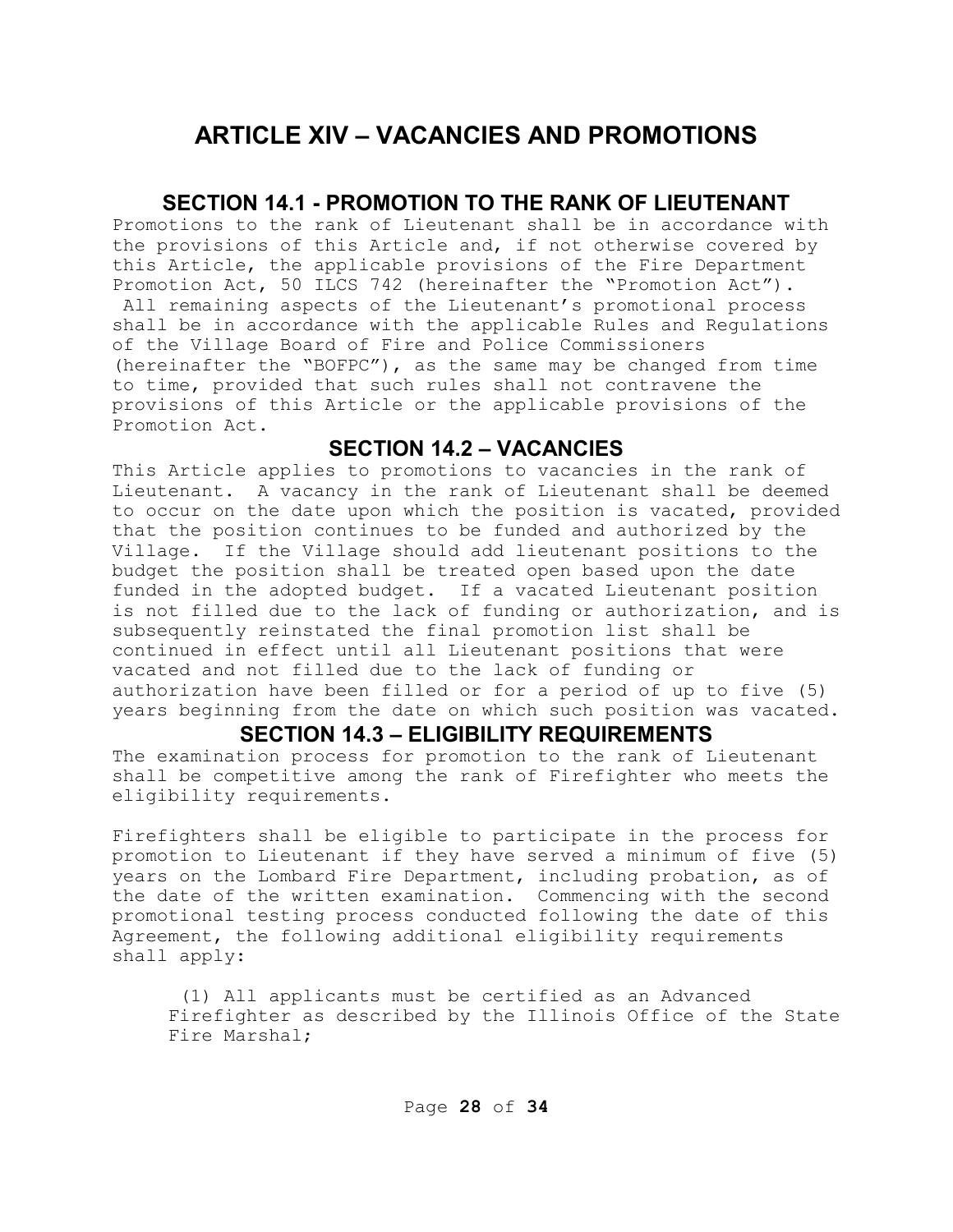# ARTICLE XIV – VACANCIES AND PROMOTIONS

## SECTION 14.1 - PROMOTION TO THE RANK OF LIEUTENANT

Promotions to the rank of Lieutenant shall be in accordance with the provisions of this Article and, if not otherwise covered by this Article, the applicable provisions of the Fire Department Promotion Act, 50 ILCS 742 (hereinafter the "Promotion Act"). All remaining aspects of the Lieutenant's promotional process shall be in accordance with the applicable Rules and Regulations of the Village Board of Fire and Police Commissioners (hereinafter the "BOFPC"), as the same may be changed from time to time, provided that such rules shall not contravene the provisions of this Article or the applicable provisions of the Promotion Act.

## SECTION 14.2 – VACANCIES

This Article applies to promotions to vacancies in the rank of Lieutenant. A vacancy in the rank of Lieutenant shall be deemed to occur on the date upon which the position is vacated, provided that the position continues to be funded and authorized by the Village. If the Village should add lieutenant positions to the budget the position shall be treated open based upon the date funded in the adopted budget. If a vacated Lieutenant position is not filled due to the lack of funding or authorization, and is subsequently reinstated the final promotion list shall be continued in effect until all Lieutenant positions that were vacated and not filled due to the lack of funding or authorization have been filled or for a period of up to five (5) years beginning from the date on which such position was vacated.

## SECTION 14.3 – ELIGIBILITY REQUIREMENTS

The examination process for promotion to the rank of Lieutenant shall be competitive among the rank of Firefighter who meets the eligibility requirements.

Firefighters shall be eligible to participate in the process for promotion to Lieutenant if they have served a minimum of five (5) years on the Lombard Fire Department, including probation, as of the date of the written examination. Commencing with the second promotional testing process conducted following the date of this Agreement, the following additional eligibility requirements shall apply:

(1) All applicants must be certified as an Advanced Firefighter as described by the Illinois Office of the State Fire Marshal;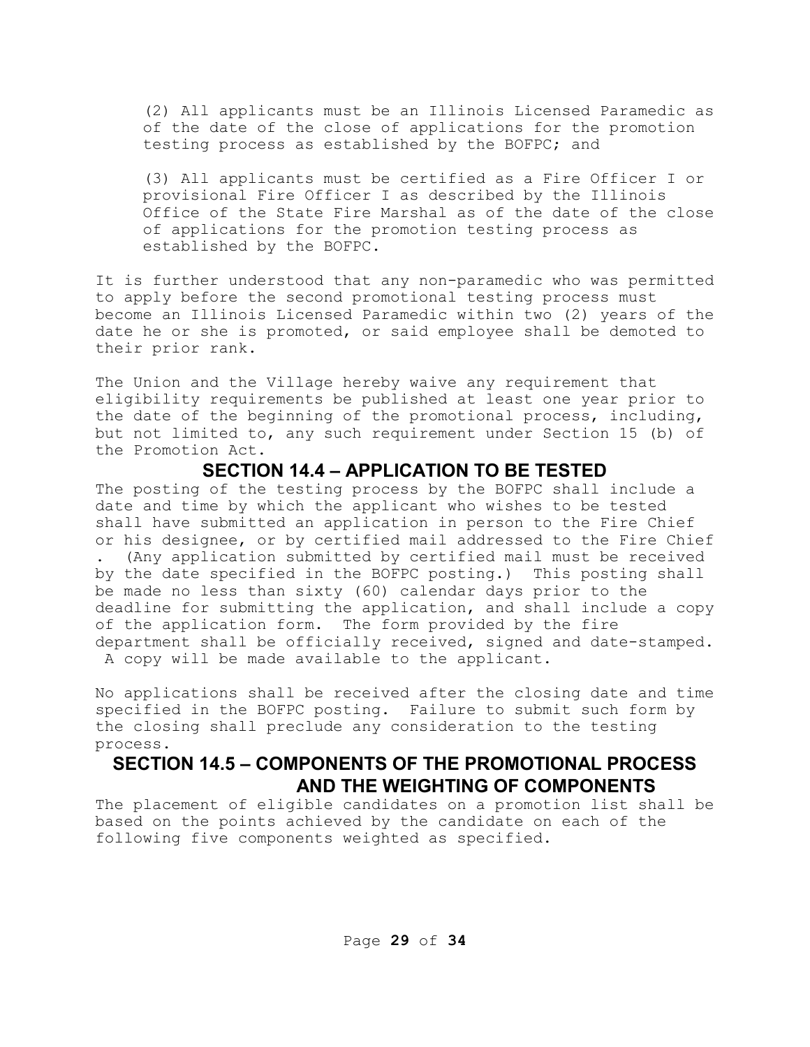(2) All applicants must be an Illinois Licensed Paramedic as of the date of the close of applications for the promotion testing process as established by the BOFPC; and

(3) All applicants must be certified as a Fire Officer I or provisional Fire Officer I as described by the Illinois Office of the State Fire Marshal as of the date of the close of applications for the promotion testing process as established by the BOFPC.

It is further understood that any non-paramedic who was permitted to apply before the second promotional testing process must become an Illinois Licensed Paramedic within two (2) years of the date he or she is promoted, or said employee shall be demoted to their prior rank.

The Union and the Village hereby waive any requirement that eligibility requirements be published at least one year prior to the date of the beginning of the promotional process, including, but not limited to, any such requirement under Section 15 (b) of the Promotion Act.

## SECTION 14.4 – APPLICATION TO BE TESTED

The posting of the testing process by the BOFPC shall include a date and time by which the applicant who wishes to be tested shall have submitted an application in person to the Fire Chief or his designee, or by certified mail addressed to the Fire Chief . (Any application submitted by certified mail must be received by the date specified in the BOFPC posting.) This posting shall be made no less than sixty (60) calendar days prior to the deadline for submitting the application, and shall include a copy of the application form. The form provided by the fire department shall be officially received, signed and date-stamped. A copy will be made available to the applicant.

No applications shall be received after the closing date and time specified in the BOFPC posting. Failure to submit such form by the closing shall preclude any consideration to the testing process.

## SECTION 14.5 – COMPONENTS OF THE PROMOTIONAL PROCESS AND THE WEIGHTING OF COMPONENTS

The placement of eligible candidates on a promotion list shall be based on the points achieved by the candidate on each of the following five components weighted as specified.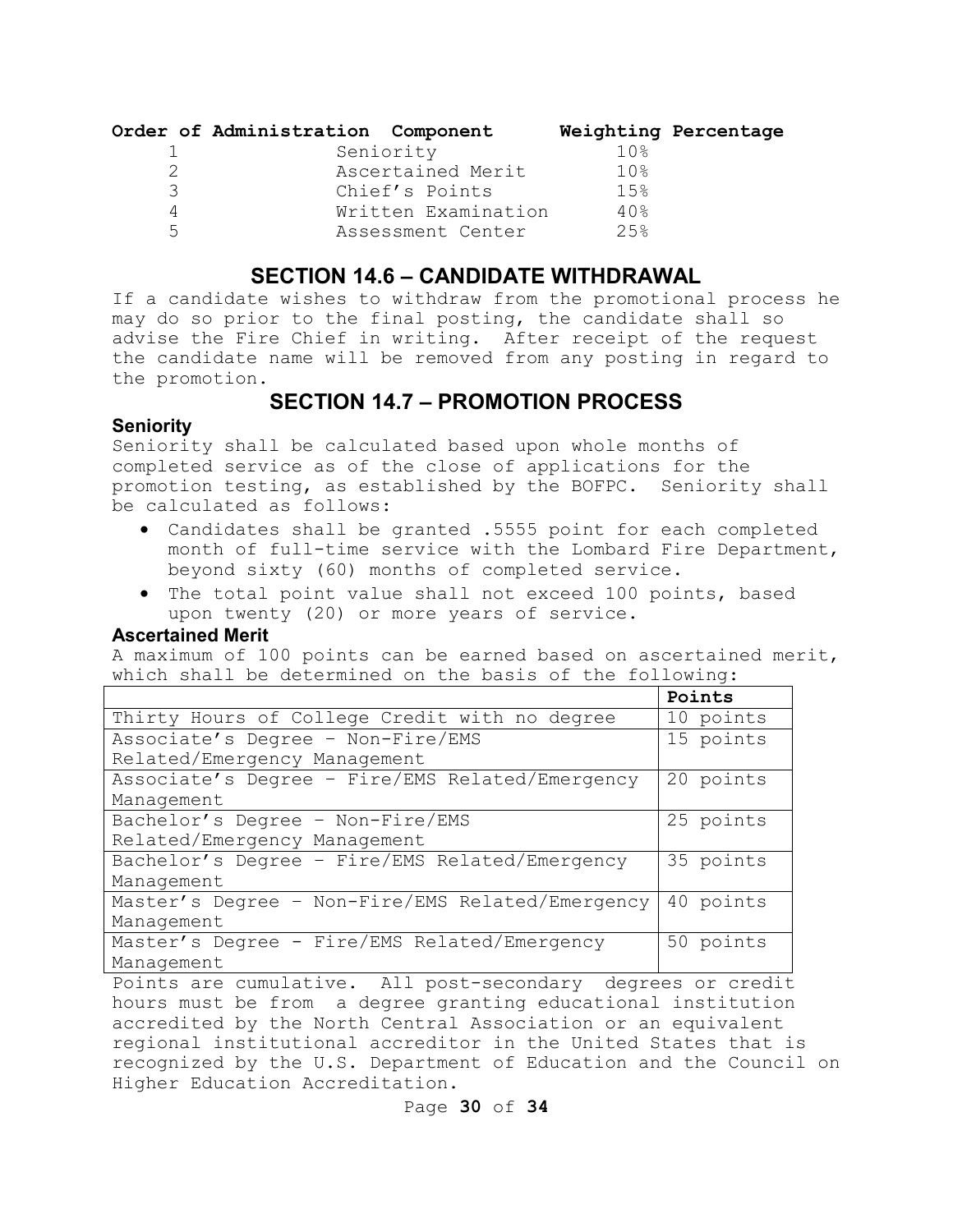| Order of Administration | Component | Weighting Percentage |
|---|---|---|
| 1 | Seniority | 10% |
| 2 | Ascertained Merit | 10% |
| 3 | Chief's Points | 15% |
| 4 | Written Examination | 40% |
| 5 | Assessment Center | 25% |

## SECTION 14.6 – CANDIDATE WITHDRAWAL

If a candidate wishes to withdraw from the promotional process he may do so prior to the final posting, the candidate shall so advise the Fire Chief in writing. After receipt of the request the candidate name will be removed from any posting in regard to the promotion.

## SECTION 14.7 – PROMOTION PROCESS

### Seniority

Seniority shall be calculated based upon whole months of completed service as of the close of applications for the promotion testing, as established by the BOFPC. Seniority shall be calculated as follows:

- Candidates shall be granted .5555 point for each completed month of full-time service with the Lombard Fire Department, beyond sixty (60) months of completed service.
- The total point value shall not exceed 100 points, based upon twenty (20) or more years of service.

### Ascertained Merit

A maximum of 100 points can be earned based on ascertained merit, which shall be determined on the basis of the following:

| | Points |
|---|---|
| Thirty Hours of College Credit with no degree | 10 points |
| Associate's Degree – Non-Fire/EMS Related/Emergency Management | 15 points |
| Associate's Degree – Fire/EMS Related/Emergency Management | 20 points |
| Bachelor's Degree – Non-Fire/EMS Related/Emergency Management | 25 points |
| Bachelor's Degree – Fire/EMS Related/Emergency Management | 35 points |
| Master's Degree – Non-Fire/EMS Related/Emergency Management | 40 points |
| Master's Degree - Fire/EMS Related/Emergency Management | 50 points |

Points are cumulative. All post-secondary degrees or credit hours must be from a degree granting educational institution accredited by the North Central Association or an equivalent regional institutional accreditor in the United States that is recognized by the U.S. Department of Education and the Council on Higher Education Accreditation.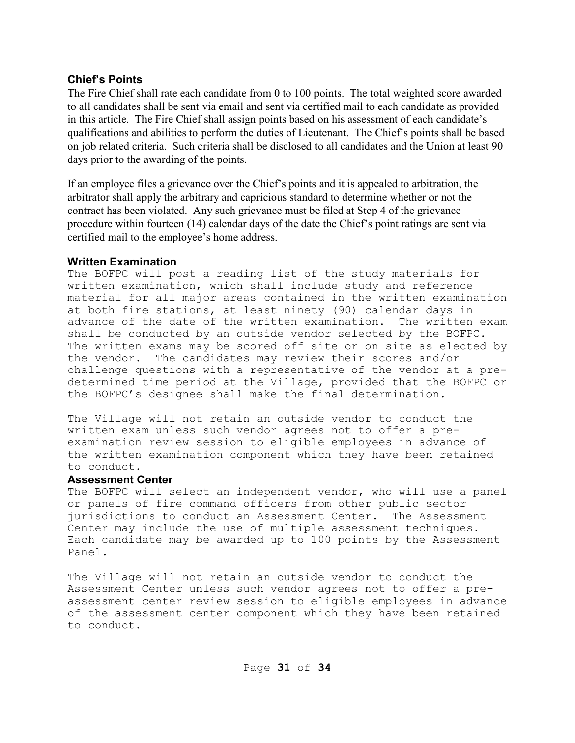### Chief's Points

The Fire Chief shall rate each candidate from 0 to 100 points. The total weighted score awarded to all candidates shall be sent via email and sent via certified mail to each candidate as provided in this article. The Fire Chief shall assign points based on his assessment of each candidate's qualifications and abilities to perform the duties of Lieutenant. The Chief's points shall be based on job related criteria. Such criteria shall be disclosed to all candidates and the Union at least 90 days prior to the awarding of the points.

If an employee files a grievance over the Chief's points and it is appealed to arbitration, the arbitrator shall apply the arbitrary and capricious standard to determine whether or not the contract has been violated. Any such grievance must be filed at Step 4 of the grievance procedure within fourteen (14) calendar days of the date the Chief's point ratings are sent via certified mail to the employee's home address.

### Written Examination

The BOFPC will post a reading list of the study materials for written examination, which shall include study and reference material for all major areas contained in the written examination at both fire stations, at least ninety (90) calendar days in advance of the date of the written examination. The written exam shall be conducted by an outside vendor selected by the BOFPC. The written exams may be scored off site or on site as elected by the vendor. The candidates may review their scores and/or challenge questions with a representative of the vendor at a pre-determined time period at the Village, provided that the BOFPC or the BOFPC's designee shall make the final determination.

The Village will not retain an outside vendor to conduct the written exam unless such vendor agrees not to offer a pre-examination review session to eligible employees in advance of the written examination component which they have been retained to conduct.

### Assessment Center

The BOFPC will select an independent vendor, who will use a panel or panels of fire command officers from other public sector jurisdictions to conduct an Assessment Center. The Assessment Center may include the use of multiple assessment techniques. Each candidate may be awarded up to 100 points by the Assessment Panel.

The Village will not retain an outside vendor to conduct the Assessment Center unless such vendor agrees not to offer a pre-assessment center review session to eligible employees in advance of the assessment center component which they have been retained to conduct.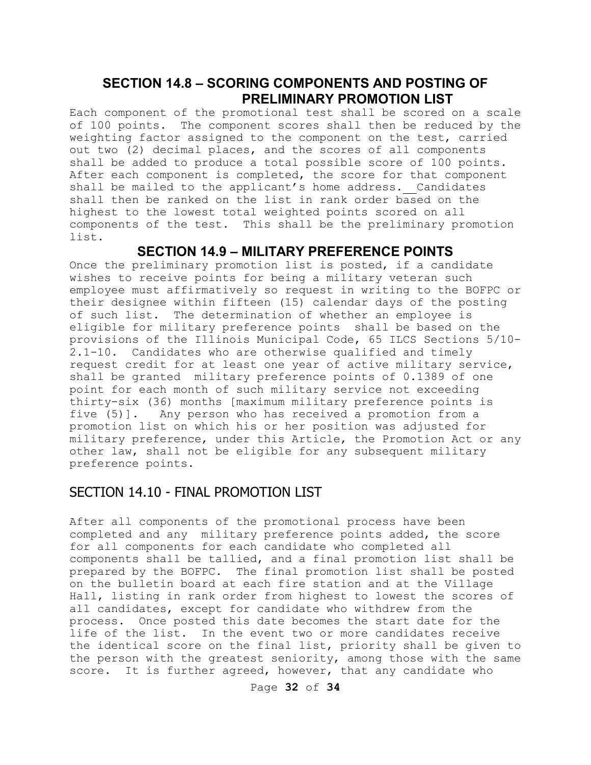## SECTION 14.8 – SCORING COMPONENTS AND POSTING OF PRELIMINARY PROMOTION LIST

Each component of the promotional test shall be scored on a scale of 100 points. The component scores shall then be reduced by the weighting factor assigned to the component on the test, carried out two (2) decimal places, and the scores of all components shall be added to produce a total possible score of 100 points. After each component is completed, the score for that component shall be mailed to the applicant's home address. Candidates shall then be ranked on the list in rank order based on the highest to the lowest total weighted points scored on all components of the test. This shall be the preliminary promotion list.

## SECTION 14.9 – MILITARY PREFERENCE POINTS

Once the preliminary promotion list is posted, if a candidate wishes to receive points for being a military veteran such employee must affirmatively so request in writing to the BOFPC or their designee within fifteen (15) calendar days of the posting of such list. The determination of whether an employee is eligible for military preference points shall be based on the provisions of the Illinois Municipal Code, 65 ILCS Sections 5/10-2.1-10. Candidates who are otherwise qualified and timely request credit for at least one year of active military service, shall be granted military preference points of 0.1389 of one point for each month of such military service not exceeding thirty-six (36) months [maximum military preference points is five (5)]. Any person who has received a promotion from a promotion list on which his or her position was adjusted for military preference, under this Article, the Promotion Act or any other law, shall not be eligible for any subsequent military preference points.

## SECTION 14.10 - FINAL PROMOTION LIST

After all components of the promotional process have been completed and any military preference points added, the score for all components for each candidate who completed all components shall be tallied, and a final promotion list shall be prepared by the BOFPC. The final promotion list shall be posted on the bulletin board at each fire station and at the Village Hall, listing in rank order from highest to lowest the scores of all candidates, except for candidate who withdrew from the process. Once posted this date becomes the start date for the life of the list. In the event two or more candidates receive the identical score on the final list, priority shall be given to the person with the greatest seniority, among those with the same score. It is further agreed, however, that any candidate who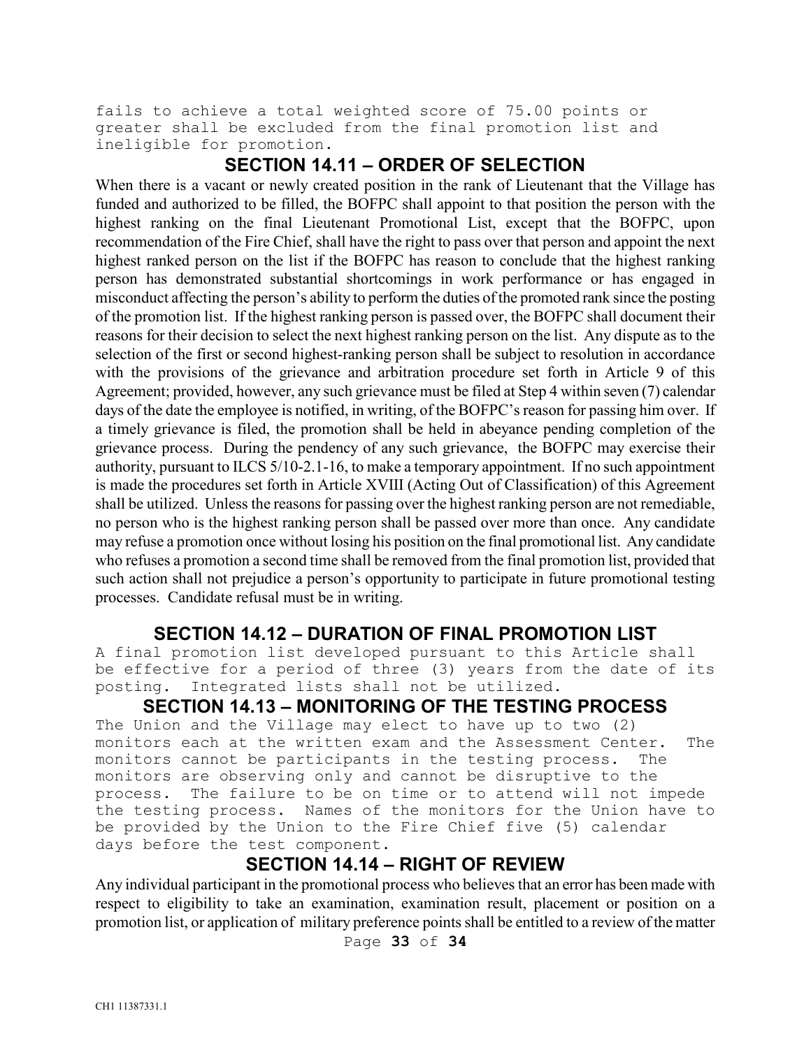fails to achieve a total weighted score of 75.00 points or greater shall be excluded from the final promotion list and ineligible for promotion.

## SECTION 14.11 – ORDER OF SELECTION

When there is a vacant or newly created position in the rank of Lieutenant that the Village has funded and authorized to be filled, the BOFPC shall appoint to that position the person with the highest ranking on the final Lieutenant Promotional List, except that the BOFPC, upon recommendation of the Fire Chief, shall have the right to pass over that person and appoint the next highest ranked person on the list if the BOFPC has reason to conclude that the highest ranking person has demonstrated substantial shortcomings in work performance or has engaged in misconduct affecting the person's ability to perform the duties of the promoted rank since the posting of the promotion list. If the highest ranking person is passed over, the BOFPC shall document their reasons for their decision to select the next highest ranking person on the list. Any dispute as to the selection of the first or second highest-ranking person shall be subject to resolution in accordance with the provisions of the grievance and arbitration procedure set forth in Article 9 of this Agreement; provided, however, any such grievance must be filed at Step 4 within seven (7) calendar days of the date the employee is notified, in writing, of the BOFPC's reason for passing him over. If a timely grievance is filed, the promotion shall be held in abeyance pending completion of the grievance process. During the pendency of any such grievance, the BOFPC may exercise their authority, pursuant to ILCS 5/10-2.1-16, to make a temporary appointment. If no such appointment is made the procedures set forth in Article XVIII (Acting Out of Classification) of this Agreement shall be utilized. Unless the reasons for passing over the highest ranking person are not remediable, no person who is the highest ranking person shall be passed over more than once. Any candidate may refuse a promotion once without losing his position on the final promotional list. Any candidate who refuses a promotion a second time shall be removed from the final promotion list, provided that such action shall not prejudice a person's opportunity to participate in future promotional testing processes. Candidate refusal must be in writing.

## SECTION 14.12 – DURATION OF FINAL PROMOTION LIST

A final promotion list developed pursuant to this Article shall be effective for a period of three (3) years from the date of its posting. Integrated lists shall not be utilized.

## SECTION 14.13 – MONITORING OF THE TESTING PROCESS

The Union and the Village may elect to have up to two (2) monitors each at the written exam and the Assessment Center. The monitors cannot be participants in the testing process. The monitors are observing only and cannot be disruptive to the process. The failure to be on time or to attend will not impede the testing process. Names of the monitors for the Union have to be provided by the Union to the Fire Chief five (5) calendar days before the test component.

## SECTION 14.14 – RIGHT OF REVIEW

Any individual participant in the promotional process who believes that an error has been made with respect to eligibility to take an examination, examination result, placement or position on a promotion list, or application of military preference points shall be entitled to a review of the matter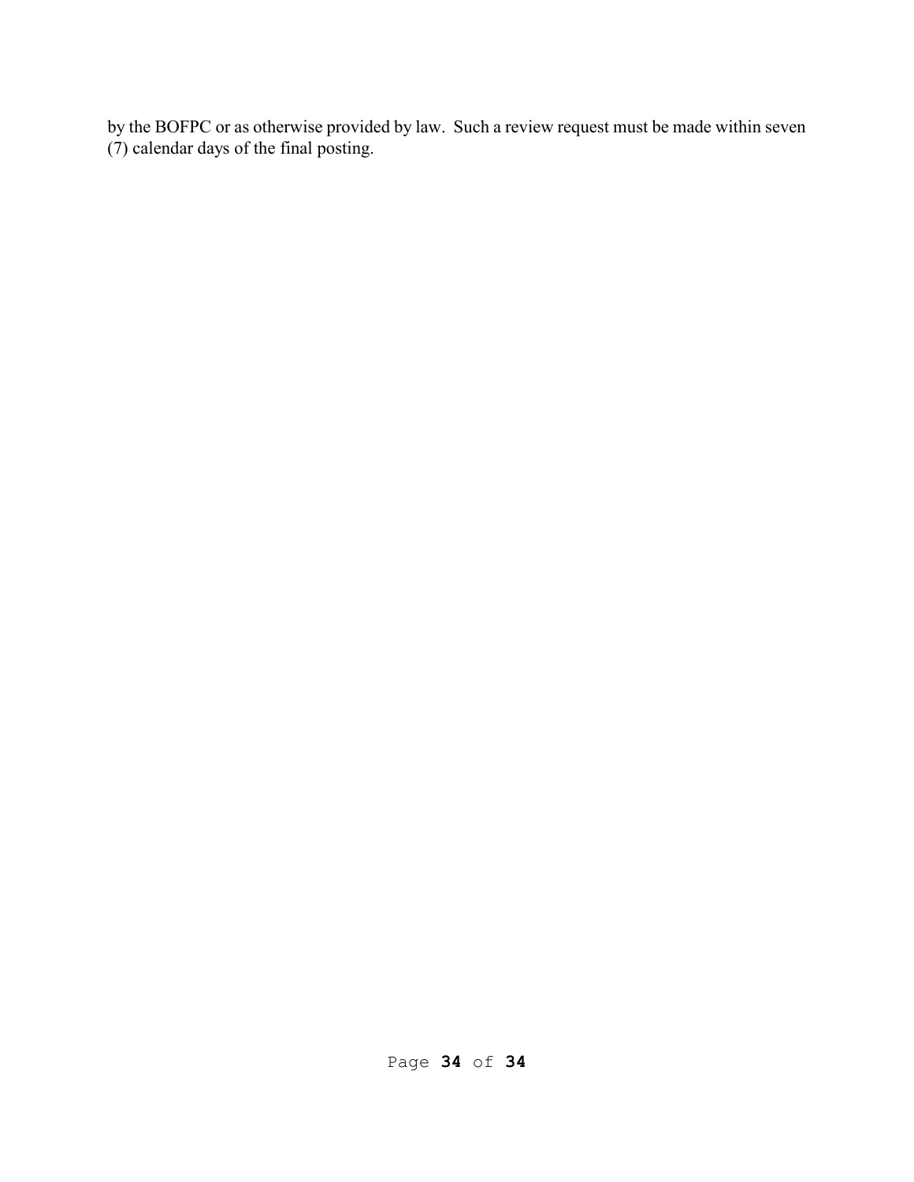by the BOFPC or as otherwise provided by law. Such a review request must be made within seven (7) calendar days of the final posting.